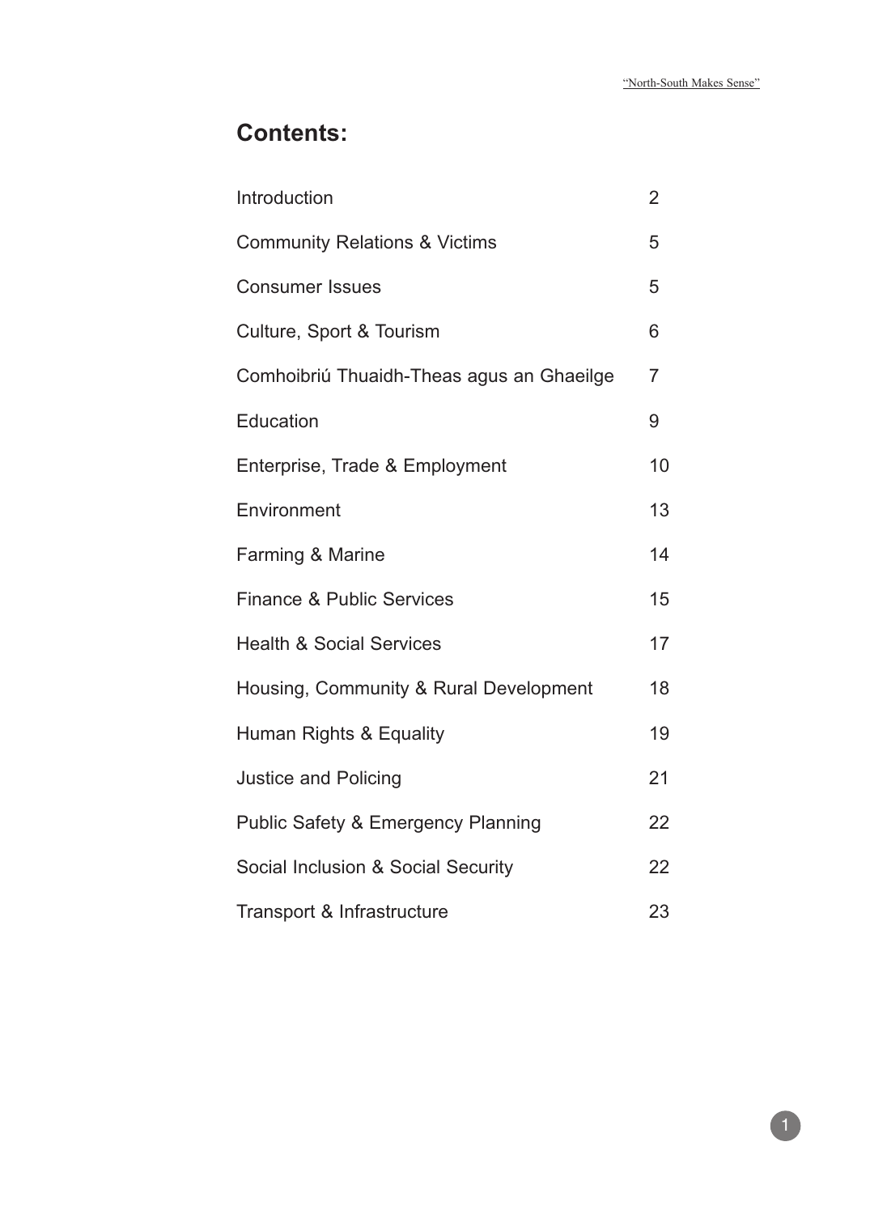# Contents:

| | |
|---|---|
| Introduction | 2 |
| Community Relations & Victims | 5 |
| Consumer Issues | 5 |
| Culture, Sport & Tourism | 6 |
| Comhoibriú Thuaidh-Theas agus an Ghaeilge | 7 |
| Education | 9 |
| Enterprise, Trade & Employment | 10 |
| Environment | 13 |
| Farming & Marine | 14 |
| Finance & Public Services | 15 |
| Health & Social Services | 17 |
| Housing, Community & Rural Development | 18 |
| Human Rights & Equality | 19 |
| Justice and Policing | 21 |
| Public Safety & Emergency Planning | 22 |
| Social Inclusion & Social Security | 22 |
| Transport & Infrastructure | 23 |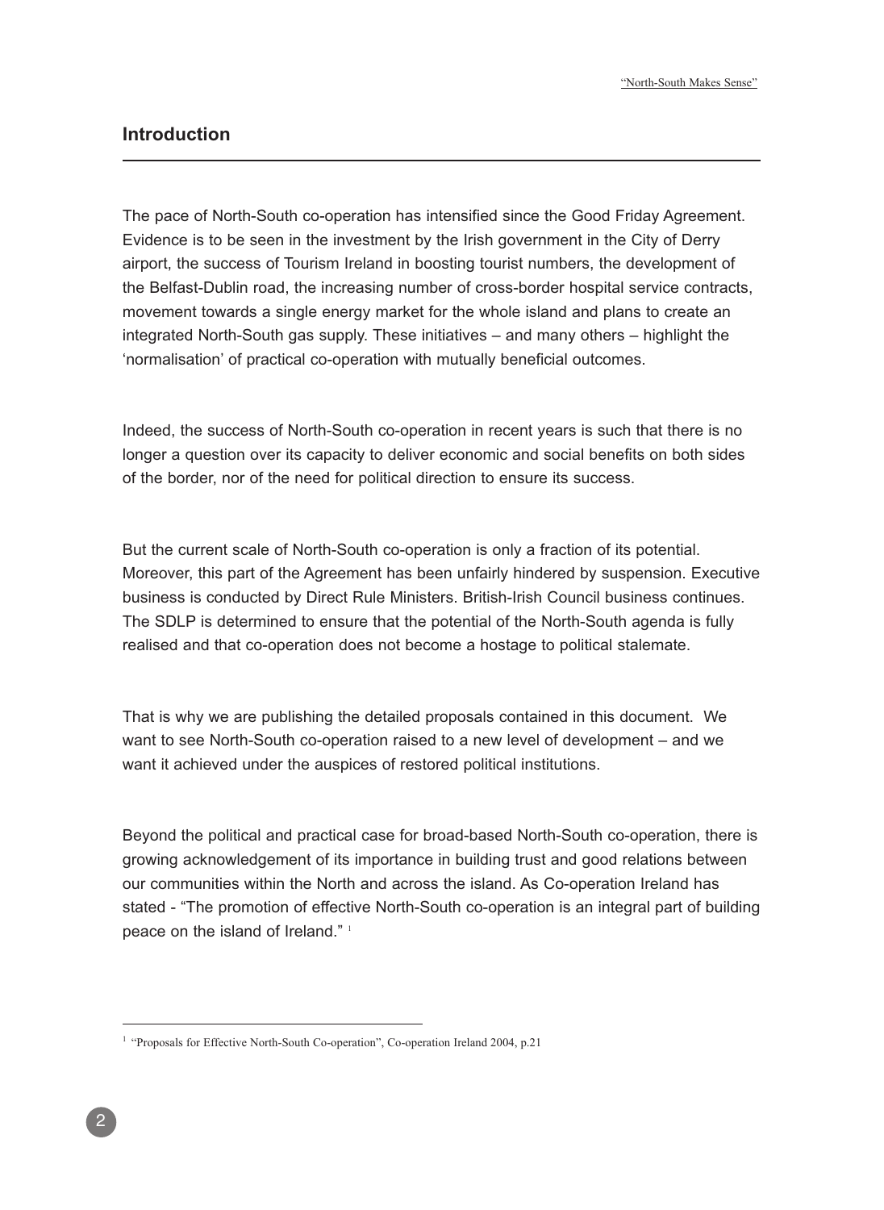## Introduction

The pace of North-South co-operation has intensified since the Good Friday Agreement. Evidence is to be seen in the investment by the Irish government in the City of Derry airport, the success of Tourism Ireland in boosting tourist numbers, the development of the Belfast-Dublin road, the increasing number of cross-border hospital service contracts, movement towards a single energy market for the whole island and plans to create an integrated North-South gas supply. These initiatives – and many others – highlight the 'normalisation' of practical co-operation with mutually beneficial outcomes.

Indeed, the success of North-South co-operation in recent years is such that there is no longer a question over its capacity to deliver economic and social benefits on both sides of the border, nor of the need for political direction to ensure its success.

But the current scale of North-South co-operation is only a fraction of its potential. Moreover, this part of the Agreement has been unfairly hindered by suspension. Executive business is conducted by Direct Rule Ministers. British-Irish Council business continues. The SDLP is determined to ensure that the potential of the North-South agenda is fully realised and that co-operation does not become a hostage to political stalemate.

That is why we are publishing the detailed proposals contained in this document. We want to see North-South co-operation raised to a new level of development – and we want it achieved under the auspices of restored political institutions.

Beyond the political and practical case for broad-based North-South co-operation, there is growing acknowledgement of its importance in building trust and good relations between our communities within the North and across the island. As Co-operation Ireland has stated - "The promotion of effective North-South co-operation is an integral part of building peace on the island of Ireland." [1]

---

[1] "Proposals for Effective North-South Co-operation", Co-operation Ireland 2004, p.21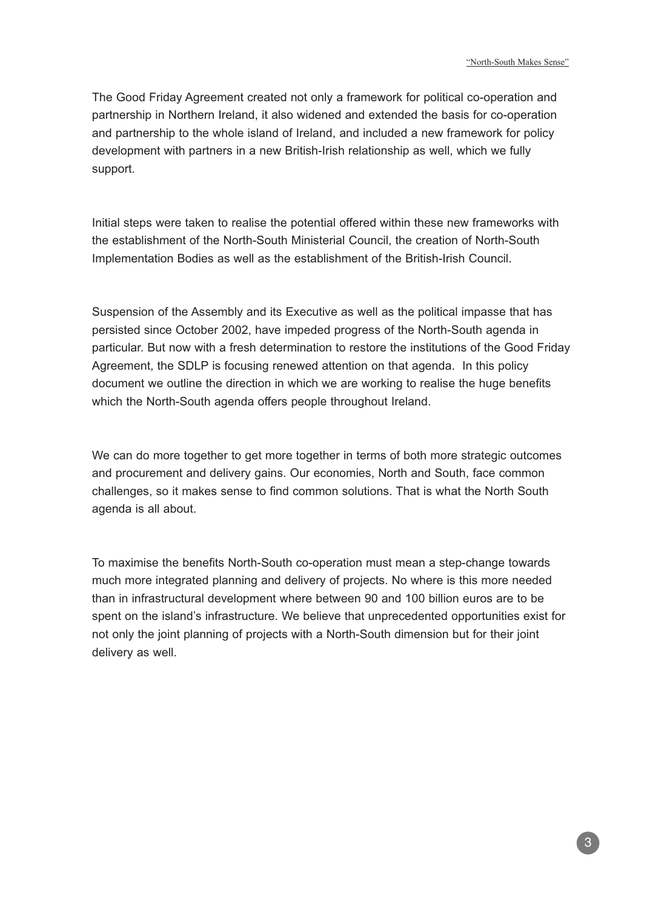The Good Friday Agreement created not only a framework for political co-operation and partnership in Northern Ireland, it also widened and extended the basis for co-operation and partnership to the whole island of Ireland, and included a new framework for policy development with partners in a new British-Irish relationship as well, which we fully support.

Initial steps were taken to realise the potential offered within these new frameworks with the establishment of the North-South Ministerial Council, the creation of North-South Implementation Bodies as well as the establishment of the British-Irish Council.

Suspension of the Assembly and its Executive as well as the political impasse that has persisted since October 2002, have impeded progress of the North-South agenda in particular. But now with a fresh determination to restore the institutions of the Good Friday Agreement, the SDLP is focusing renewed attention on that agenda. In this policy document we outline the direction in which we are working to realise the huge benefits which the North-South agenda offers people throughout Ireland.

We can do more together to get more together in terms of both more strategic outcomes and procurement and delivery gains. Our economies, North and South, face common challenges, so it makes sense to find common solutions. That is what the North South agenda is all about.

To maximise the benefits North-South co-operation must mean a step-change towards much more integrated planning and delivery of projects. No where is this more needed than in infrastructural development where between 90 and 100 billion euros are to be spent on the island's infrastructure. We believe that unprecedented opportunities exist for not only the joint planning of projects with a North-South dimension but for their joint delivery as well.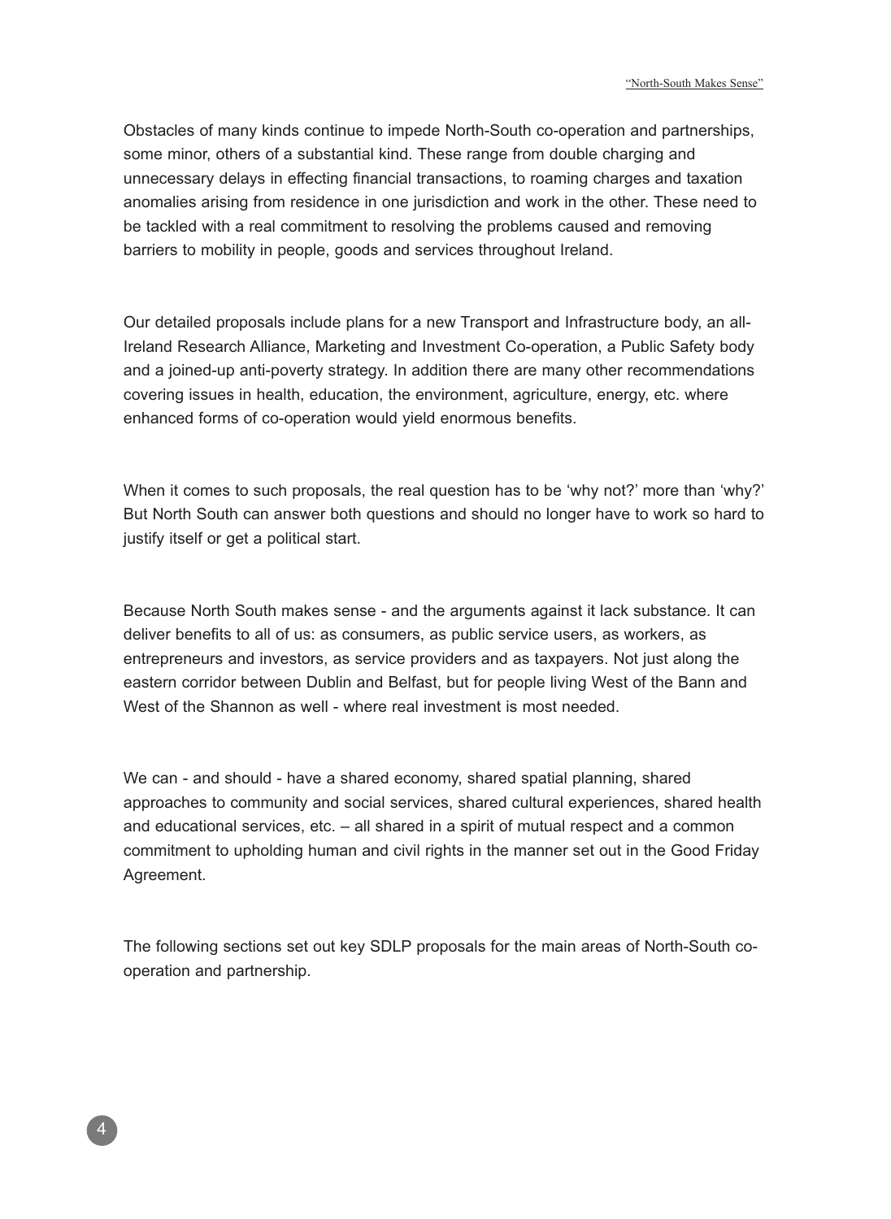Obstacles of many kinds continue to impede North-South co-operation and partnerships, some minor, others of a substantial kind. These range from double charging and unnecessary delays in effecting financial transactions, to roaming charges and taxation anomalies arising from residence in one jurisdiction and work in the other. These need to be tackled with a real commitment to resolving the problems caused and removing barriers to mobility in people, goods and services throughout Ireland.

Our detailed proposals include plans for a new Transport and Infrastructure body, an all-Ireland Research Alliance, Marketing and Investment Co-operation, a Public Safety body and a joined-up anti-poverty strategy. In addition there are many other recommendations covering issues in health, education, the environment, agriculture, energy, etc. where enhanced forms of co-operation would yield enormous benefits.

When it comes to such proposals, the real question has to be 'why not?' more than 'why?' But North South can answer both questions and should no longer have to work so hard to justify itself or get a political start.

Because North South makes sense - and the arguments against it lack substance. It can deliver benefits to all of us: as consumers, as public service users, as workers, as entrepreneurs and investors, as service providers and as taxpayers. Not just along the eastern corridor between Dublin and Belfast, but for people living West of the Bann and West of the Shannon as well - where real investment is most needed.

We can - and should - have a shared economy, shared spatial planning, shared approaches to community and social services, shared cultural experiences, shared health and educational services, etc. – all shared in a spirit of mutual respect and a common commitment to upholding human and civil rights in the manner set out in the Good Friday Agreement.

The following sections set out key SDLP proposals for the main areas of North-South co-operation and partnership.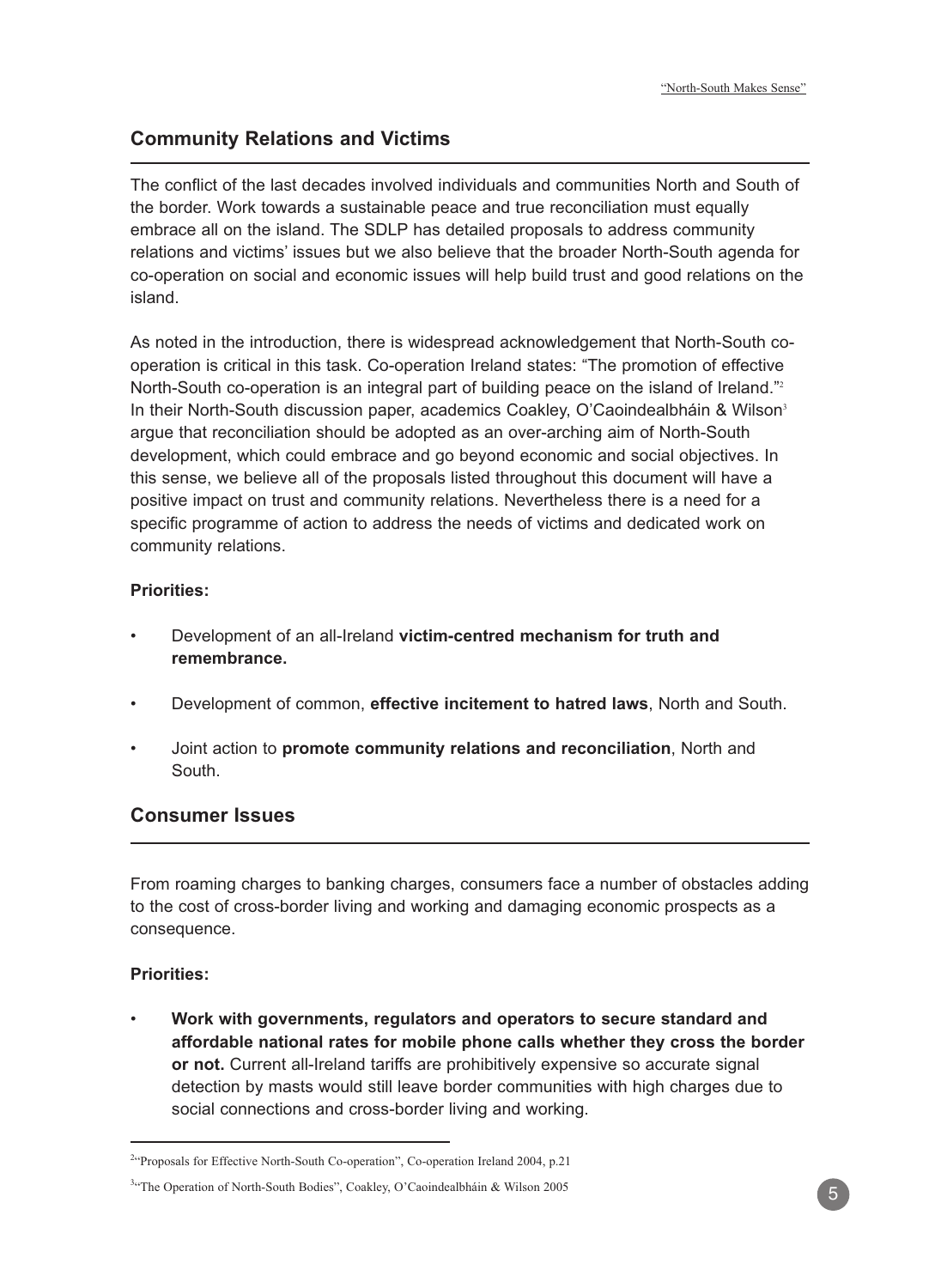## Community Relations and Victims

The conflict of the last decades involved individuals and communities North and South of the border. Work towards a sustainable peace and true reconciliation must equally embrace all on the island. The SDLP has detailed proposals to address community relations and victims' issues but we also believe that the broader North-South agenda for co-operation on social and economic issues will help build trust and good relations on the island.

As noted in the introduction, there is widespread acknowledgement that North-South co-operation is critical in this task. Co-operation Ireland states: "The promotion of effective North-South co-operation is an integral part of building peace on the island of Ireland."[2] In their North-South discussion paper, academics Coakley, O'Caoindealbháin & Wilson[3] argue that reconciliation should be adopted as an over-arching aim of North-South development, which could embrace and go beyond economic and social objectives. In this sense, we believe all of the proposals listed throughout this document will have a positive impact on trust and community relations. Nevertheless there is a need for a specific programme of action to address the needs of victims and dedicated work on community relations.

**Priorities:**

- Development of an all-Ireland **victim-centred mechanism for truth and remembrance.**
- Development of common, **effective incitement to hatred laws**, North and South.
- Joint action to **promote community relations and reconciliation**, North and South.

## Consumer Issues

From roaming charges to banking charges, consumers face a number of obstacles adding to the cost of cross-border living and working and damaging economic prospects as a consequence.

**Priorities:**

- **Work with governments, regulators and operators to secure standard and affordable national rates for mobile phone calls whether they cross the border or not.** Current all-Ireland tariffs are prohibitively expensive so accurate signal detection by masts would still leave border communities with high charges due to social connections and cross-border living and working.

---

[2] "Proposals for Effective North-South Co-operation", Co-operation Ireland 2004, p.21

[3] "The Operation of North-South Bodies", Coakley, O'Caoindealbháin & Wilson 2005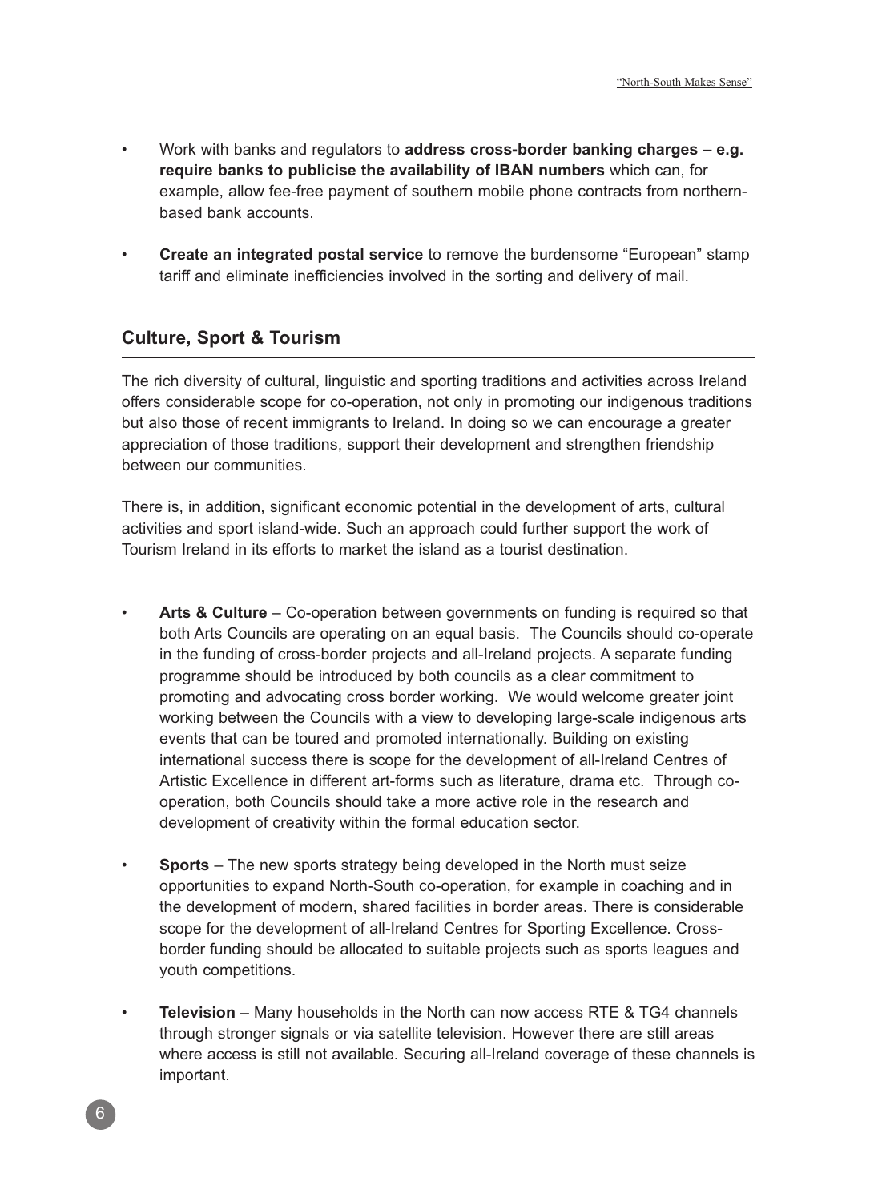- Work with banks and regulators to **address cross-border banking charges – e.g. require banks to publicise the availability of IBAN numbers** which can, for example, allow fee-free payment of southern mobile phone contracts from northern-based bank accounts.
- **Create an integrated postal service** to remove the burdensome "European" stamp tariff and eliminate inefficiencies involved in the sorting and delivery of mail.

## Culture, Sport & Tourism

The rich diversity of cultural, linguistic and sporting traditions and activities across Ireland offers considerable scope for co-operation, not only in promoting our indigenous traditions but also those of recent immigrants to Ireland. In doing so we can encourage a greater appreciation of those traditions, support their development and strengthen friendship between our communities.

There is, in addition, significant economic potential in the development of arts, cultural activities and sport island-wide. Such an approach could further support the work of Tourism Ireland in its efforts to market the island as a tourist destination.

- **Arts & Culture** – Co-operation between governments on funding is required so that both Arts Councils are operating on an equal basis. The Councils should co-operate in the funding of cross-border projects and all-Ireland projects. A separate funding programme should be introduced by both councils as a clear commitment to promoting and advocating cross border working. We would welcome greater joint working between the Councils with a view to developing large-scale indigenous arts events that can be toured and promoted internationally. Building on existing international success there is scope for the development of all-Ireland Centres of Artistic Excellence in different art-forms such as literature, drama etc. Through co-operation, both Councils should take a more active role in the research and development of creativity within the formal education sector.
- **Sports** – The new sports strategy being developed in the North must seize opportunities to expand North-South co-operation, for example in coaching and in the development of modern, shared facilities in border areas. There is considerable scope for the development of all-Ireland Centres for Sporting Excellence. Cross-border funding should be allocated to suitable projects such as sports leagues and youth competitions.
- **Television** – Many households in the North can now access RTE & TG4 channels through stronger signals or via satellite television. However there are still areas where access is still not available. Securing all-Ireland coverage of these channels is important.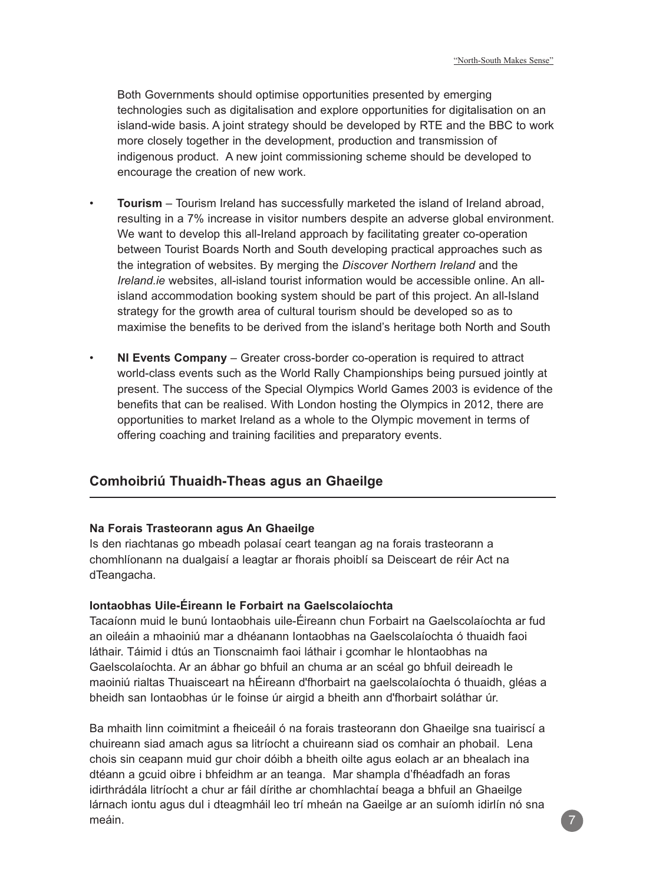Both Governments should optimise opportunities presented by emerging technologies such as digitalisation and explore opportunities for digitalisation on an island-wide basis. A joint strategy should be developed by RTE and the BBC to work more closely together in the development, production and transmission of indigenous product. A new joint commissioning scheme should be developed to encourage the creation of new work.

- **Tourism** – Tourism Ireland has successfully marketed the island of Ireland abroad, resulting in a 7% increase in visitor numbers despite an adverse global environment. We want to develop this all-Ireland approach by facilitating greater co-operation between Tourist Boards North and South developing practical approaches such as the integration of websites. By merging the *Discover Northern Ireland* and the *Ireland.ie* websites, all-island tourist information would be accessible online. An all-island accommodation booking system should be part of this project. An all-Island strategy for the growth area of cultural tourism should be developed so as to maximise the benefits to be derived from the island's heritage both North and South

- **NI Events Company** – Greater cross-border co-operation is required to attract world-class events such as the World Rally Championships being pursued jointly at present. The success of the Special Olympics World Games 2003 is evidence of the benefits that can be realised. With London hosting the Olympics in 2012, there are opportunities to market Ireland as a whole to the Olympic movement in terms of offering coaching and training facilities and preparatory events.

## Comhoibriú Thuaidh-Theas agus an Ghaeilge

**Na Forais Trasteorann agus An Ghaeilge**
Is den riachtanas go mbeadh polasaí ceart teangan ag na forais trasteorann a chomhlíonann na dualgaisí a leagtar ar fhorais phoiblí sa Deisceart de réir Act na dTeangacha.

**Iontaobhas Uile-Éireann le Forbairt na Gaelscolaíochta**
Tacaíonn muid le bunú Iontaobhais uile-Éireann chun Forbairt na Gaelscolaíochta ar fud an oileáin a mhaoiniú mar a dhéanann Iontaobhas na Gaelscolaíochta ó thuaidh faoi láthair. Táimid i dtús an Tionscnaimh faoi láthair i gcomhar le hIontaobhas na Gaelscolaíochta. Ar an ábhar go bhfuil an chuma ar an scéal go bhfuil deireadh le maoiniú rialtas Thuaisceart na hÉireann d'fhorbairt na gaelscolaíochta ó thuaidh, gléas a bheidh san Iontaobhas úr le foinse úr airgid a bheith ann d'fhorbairt soláthar úr.

Ba mhaith linn coimitmint a fheiceáil ó na forais trasteorann don Ghaeilge sna tuairiscí a chuireann siad amach agus sa litríocht a chuireann siad os comhair an phobail. Lena chois sin ceapann muid gur choir dóibh a bheith oilte agus eolach ar an bhealach ina dtéann a gcuid oibre i bhfeidhm ar an teanga. Mar shampla d'fhéadfadh an foras idirthrádála litríocht a chur ar fáil dírithe ar chomhlachtaí beaga a bhfuil an Ghaeilge lárnach iontu agus dul i dteagmháil leo trí mheán na Gaeilge ar an suíomh idirlín nó sna meáin.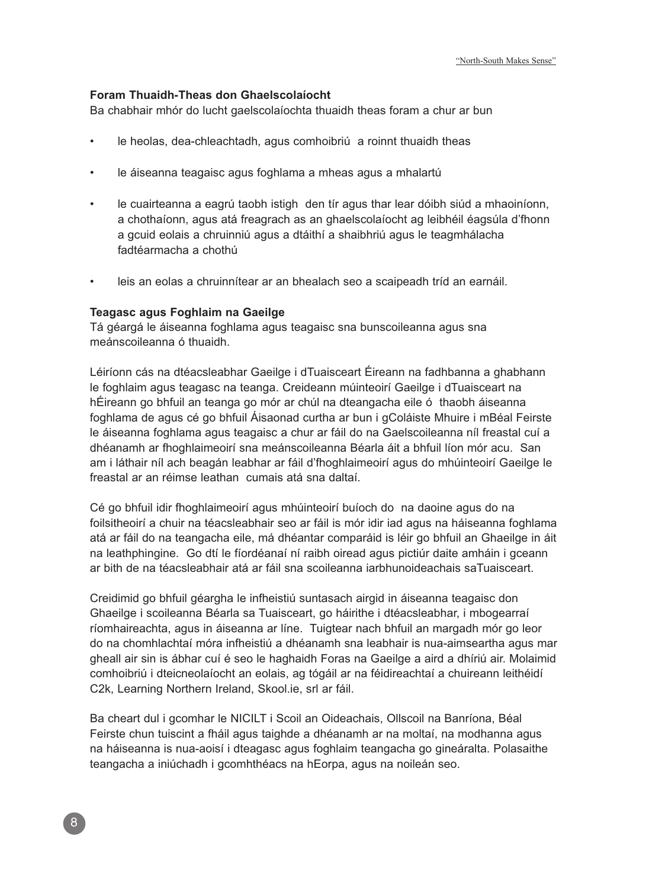**Foram Thuaidh-Theas don Ghaelscolaíocht**

Ba chabhair mhór do lucht gaelscolaíochta thuaidh theas foram a chur ar bun

- le heolas, dea-chleachtadh, agus comhoibriú a roinnt thuaidh theas
- le áiseanna teagaisc agus foghlama a mheas agus a mhalartú
- le cuairteanna a eagrú taobh istigh den tír agus thar lear dóibh siúd a mhaoiníonn, a chothaíonn, agus atá freagrach as an ghaelscolaíocht ag leibhéil éagsúla d'fhonn a gcuid eolais a chruinniú agus a dtáithí a shaibhriú agus le teagmhálacha fadtéarmacha a chothú
- leis an eolas a chruinnítear ar an bhealach seo a scaipeadh tríd an earnáil.

**Teagasc agus Foghlaim na Gaeilge**

Tá géargá le áiseanna foghlama agus teagaisc sna bunscoileanna agus sna meánscoileanna ó thuaidh.

Léiríonn cás na dtéacsleabhar Gaeilge i dTuaisceart Éireann na fadhbanna a ghabhann le foghlaim agus teagasc na teanga. Creideann múinteoirí Gaeilge i dTuaisceart na hÉireann go bhfuil an teanga go mór ar chúl na dteangacha eile ó thaobh áiseanna foghlama de agus cé go bhfuil Áisaonad curtha ar bun i gColáiste Mhuire i mBéal Feirste le áiseanna foghlama agus teagaisc a chur ar fáil do na Gaelscoileanna níl freastal cuí a dhéanamh ar fhoghlaimeoirí sna meánscoileanna Béarla áit a bhfuil líon mór acu. San am i láthair níl ach beagán leabhar ar fáil d'fhoghlaimeoirí agus do mhúinteoirí Gaeilge le freastal ar an réimse leathan cumais atá sna daltaí.

Cé go bhfuil idir fhoghlaimeoirí agus mhúinteoirí buíoch do na daoine agus do na foilsitheoirí a chuir na téacsleabhair seo ar fáil is mór idir iad agus na háiseanna foghlama atá ar fáil do na teangacha eile, má dhéantar comparáid is léir go bhfuil an Ghaeilge in áit na leathphingine. Go dtí le fíordéanaí ní raibh oiread agus pictiúr daite amháin i gceann ar bith de na téacsleabhair atá ar fáil sna scoileanna iarbhunoideachais saTuaisceart.

Creidimid go bhfuil géargha le infheistiú suntasach airgid in áiseanna teagaisc don Ghaeilge i scoileanna Béarla sa Tuaisceart, go háirithe i dtéacsleabhar, i mbogearraí ríomhaireachta, agus in áiseanna ar líne. Tuigtear nach bhfuil an margadh mór go leor do na chomhlachtaí móra infheistiú a dhéanamh sna leabhair is nua-aimseartha agus mar gheall air sin is ábhar cuí é seo le haghaidh Foras na Gaeilge a aird a dhíriú air. Molaimid comhoibriú i dteicneolaíocht an eolais, ag tógáil ar na féidireachtaí a chuireann leithéidí C2k, Learning Northern Ireland, Skool.ie, srl ar fáil.

Ba cheart dul i gcomhar le NICILT i Scoil an Oideachais, Ollscoil na Banríona, Béal Feirste chun tuiscint a fháil agus taighde a dhéanamh ar na moltaí, na modhanna agus na háiseanna is nua-aoisí i dteagasc agus foghlaim teangacha go ginearálta. Polasaithe teangacha a iniúchadh i gcomhthéacs na hEorpa, agus na noileán seo.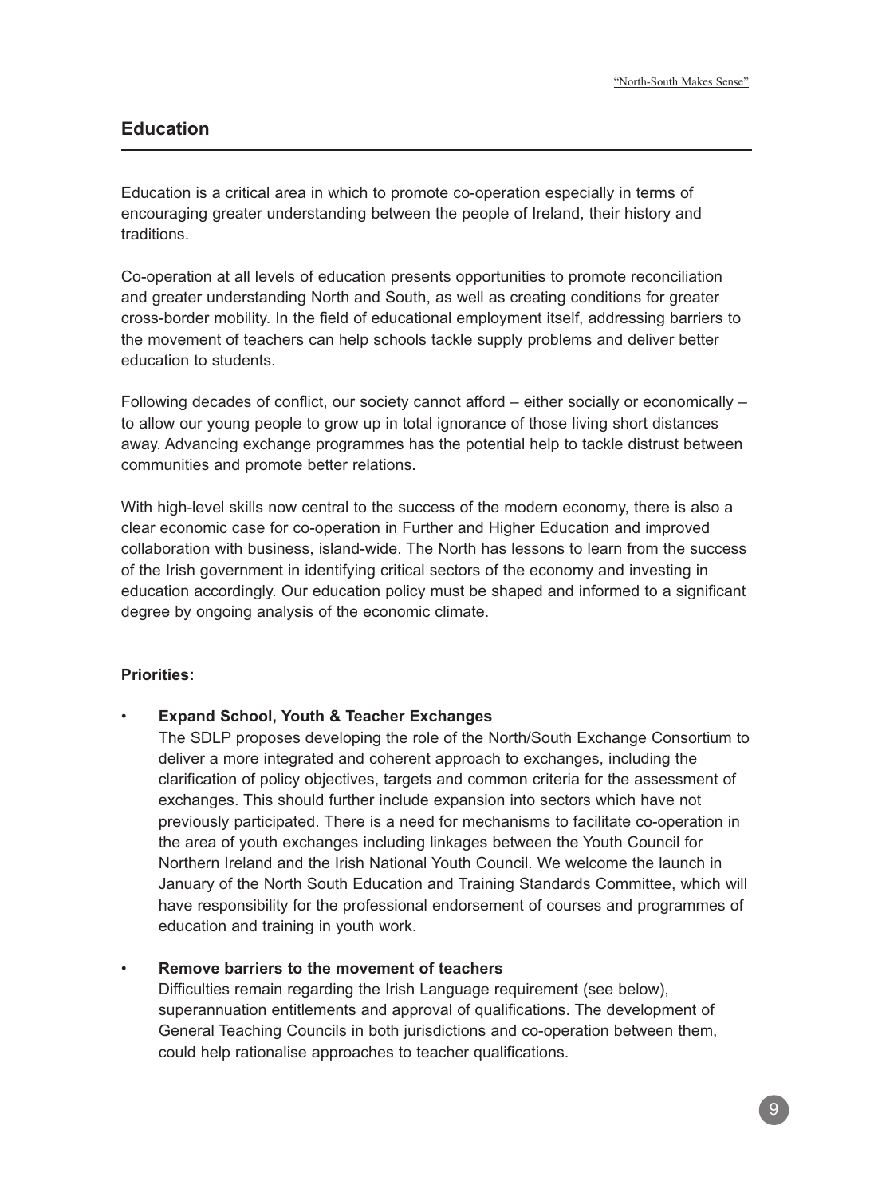## Education

Education is a critical area in which to promote co-operation especially in terms of encouraging greater understanding between the people of Ireland, their history and traditions.

Co-operation at all levels of education presents opportunities to promote reconciliation and greater understanding North and South, as well as creating conditions for greater cross-border mobility. In the field of educational employment itself, addressing barriers to the movement of teachers can help schools tackle supply problems and deliver better education to students.

Following decades of conflict, our society cannot afford – either socially or economically – to allow our young people to grow up in total ignorance of those living short distances away. Advancing exchange programmes has the potential help to tackle distrust between communities and promote better relations.

With high-level skills now central to the success of the modern economy, there is also a clear economic case for co-operation in Further and Higher Education and improved collaboration with business, island-wide. The North has lessons to learn from the success of the Irish government in identifying critical sectors of the economy and investing in education accordingly. Our education policy must be shaped and informed to a significant degree by ongoing analysis of the economic climate.

**Priorities:**

- **Expand School, Youth & Teacher Exchanges**
  The SDLP proposes developing the role of the North/South Exchange Consortium to deliver a more integrated and coherent approach to exchanges, including the clarification of policy objectives, targets and common criteria for the assessment of exchanges. This should further include expansion into sectors which have not previously participated. There is a need for mechanisms to facilitate co-operation in the area of youth exchanges including linkages between the Youth Council for Northern Ireland and the Irish National Youth Council. We welcome the launch in January of the North South Education and Training Standards Committee, which will have responsibility for the professional endorsement of courses and programmes of education and training in youth work.

- **Remove barriers to the movement of teachers**
  Difficulties remain regarding the Irish Language requirement (see below), superannuation entitlements and approval of qualifications. The development of General Teaching Councils in both jurisdictions and co-operation between them, could help rationalise approaches to teacher qualifications.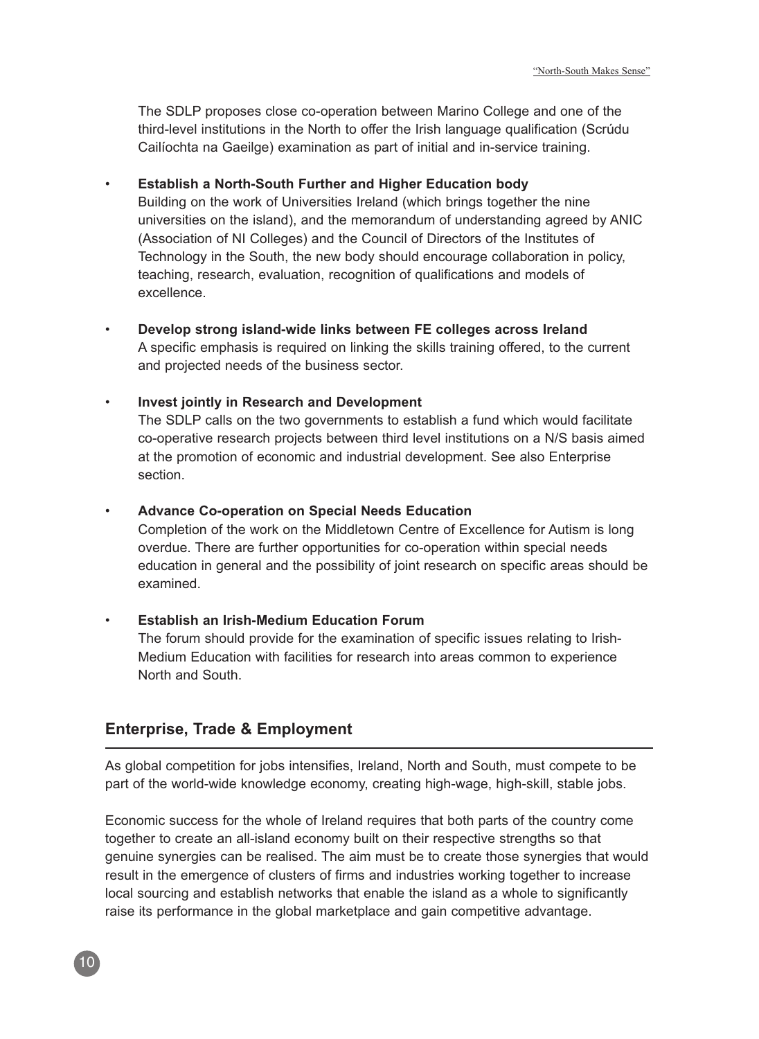The SDLP proposes close co-operation between Marino College and one of the third-level institutions in the North to offer the Irish language qualification (Scrúdu Cailíochta na Gaeilge) examination as part of initial and in-service training.

- **Establish a North-South Further and Higher Education body**
  Building on the work of Universities Ireland (which brings together the nine universities on the island), and the memorandum of understanding agreed by ANIC (Association of NI Colleges) and the Council of Directors of the Institutes of Technology in the South, the new body should encourage collaboration in policy, teaching, research, evaluation, recognition of qualifications and models of excellence.

- **Develop strong island-wide links between FE colleges across Ireland**
  A specific emphasis is required on linking the skills training offered, to the current and projected needs of the business sector.

- **Invest jointly in Research and Development**
  The SDLP calls on the two governments to establish a fund which would facilitate co-operative research projects between third level institutions on a N/S basis aimed at the promotion of economic and industrial development. See also Enterprise section.

- **Advance Co-operation on Special Needs Education**
  Completion of the work on the Middletown Centre of Excellence for Autism is long overdue. There are further opportunities for co-operation within special needs education in general and the possibility of joint research on specific areas should be examined.

- **Establish an Irish-Medium Education Forum**
  The forum should provide for the examination of specific issues relating to Irish-Medium Education with facilities for research into areas common to experience North and South.

## Enterprise, Trade & Employment

As global competition for jobs intensifies, Ireland, North and South, must compete to be part of the world-wide knowledge economy, creating high-wage, high-skill, stable jobs.

Economic success for the whole of Ireland requires that both parts of the country come together to create an all-island economy built on their respective strengths so that genuine synergies can be realised. The aim must be to create those synergies that would result in the emergence of clusters of firms and industries working together to increase local sourcing and establish networks that enable the island as a whole to significantly raise its performance in the global marketplace and gain competitive advantage.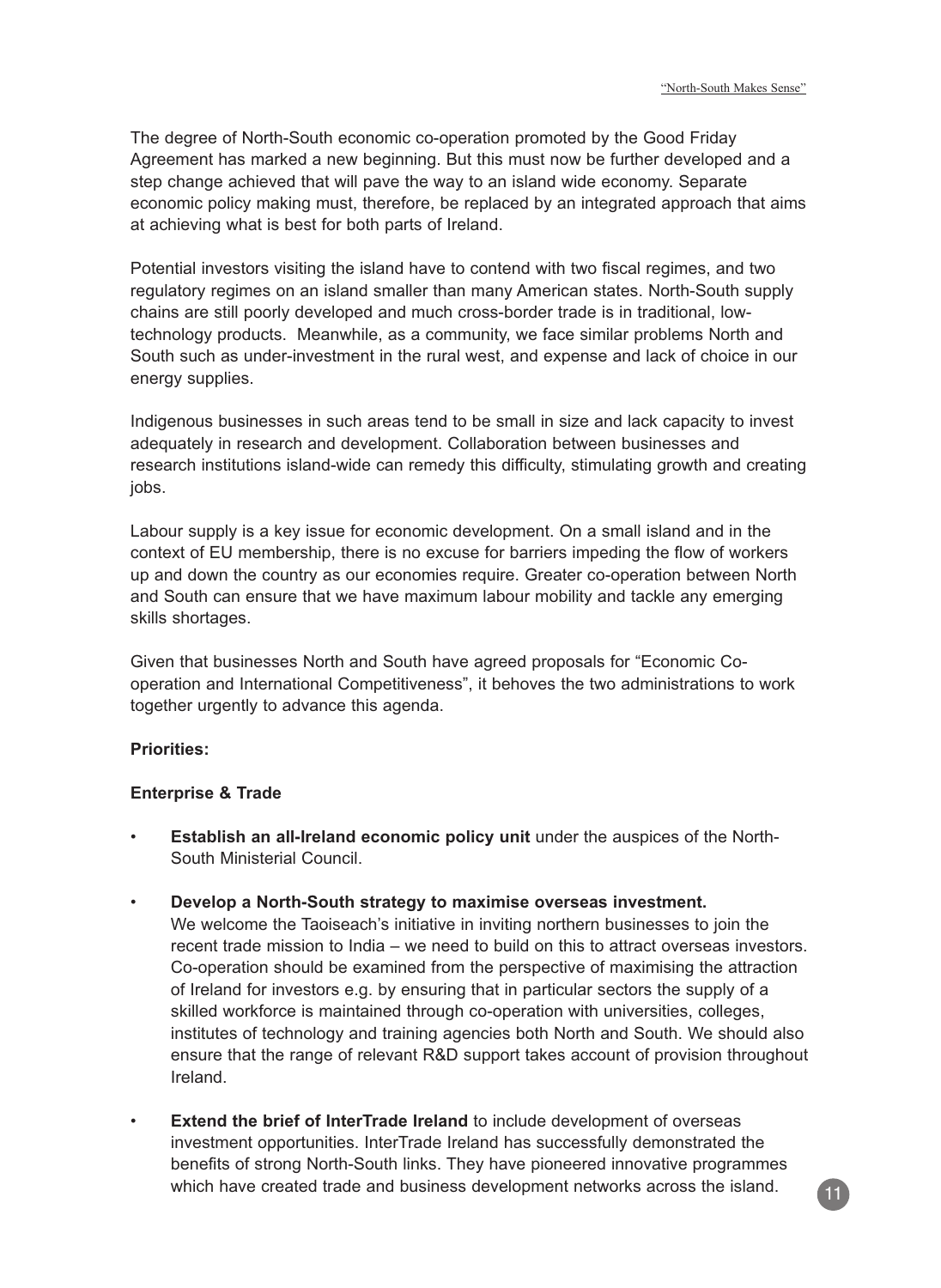The degree of North-South economic co-operation promoted by the Good Friday Agreement has marked a new beginning. But this must now be further developed and a step change achieved that will pave the way to an island wide economy. Separate economic policy making must, therefore, be replaced by an integrated approach that aims at achieving what is best for both parts of Ireland.

Potential investors visiting the island have to contend with two fiscal regimes, and two regulatory regimes on an island smaller than many American states. North-South supply chains are still poorly developed and much cross-border trade is in traditional, low-technology products. Meanwhile, as a community, we face similar problems North and South such as under-investment in the rural west, and expense and lack of choice in our energy supplies.

Indigenous businesses in such areas tend to be small in size and lack capacity to invest adequately in research and development. Collaboration between businesses and research institutions island-wide can remedy this difficulty, stimulating growth and creating jobs.

Labour supply is a key issue for economic development. On a small island and in the context of EU membership, there is no excuse for barriers impeding the flow of workers up and down the country as our economies require. Greater co-operation between North and South can ensure that we have maximum labour mobility and tackle any emerging skills shortages.

Given that businesses North and South have agreed proposals for "Economic Co-operation and International Competitiveness", it behoves the two administrations to work together urgently to advance this agenda.

**Priorities:**

**Enterprise & Trade**

- **Establish an all-Ireland economic policy unit** under the auspices of the North-South Ministerial Council.

- **Develop a North-South strategy to maximise overseas investment.** We welcome the Taoiseach's initiative in inviting northern businesses to join the recent trade mission to India – we need to build on this to attract overseas investors. Co-operation should be examined from the perspective of maximising the attraction of Ireland for investors e.g. by ensuring that in particular sectors the supply of a skilled workforce is maintained through co-operation with universities, colleges, institutes of technology and training agencies both North and South. We should also ensure that the range of relevant R&D support takes account of provision throughout Ireland.

- **Extend the brief of InterTrade Ireland** to include development of overseas investment opportunities. InterTrade Ireland has successfully demonstrated the benefits of strong North-South links. They have pioneered innovative programmes which have created trade and business development networks across the island.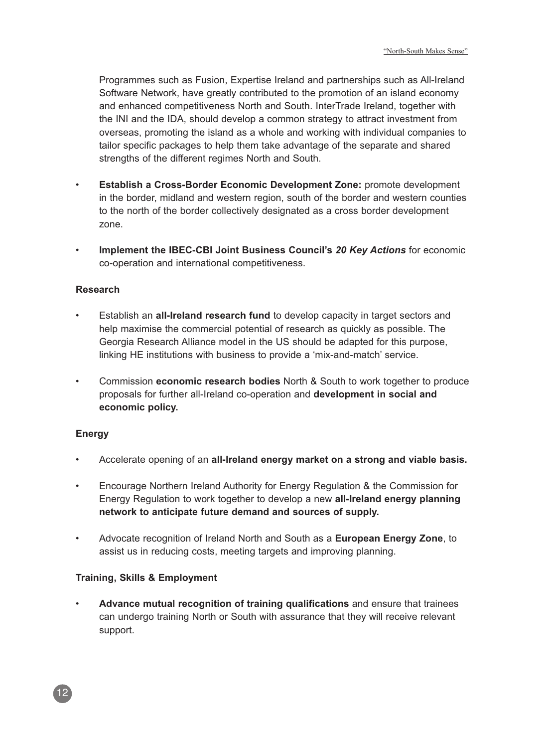Programmes such as Fusion, Expertise Ireland and partnerships such as All-Ireland Software Network, have greatly contributed to the promotion of an island economy and enhanced competitiveness North and South. InterTrade Ireland, together with the INI and the IDA, should develop a common strategy to attract investment from overseas, promoting the island as a whole and working with individual companies to tailor specific packages to help them take advantage of the separate and shared strengths of the different regimes North and South.

- **Establish a Cross-Border Economic Development Zone:** promote development in the border, midland and western region, south of the border and western counties to the north of the border collectively designated as a cross border development zone.
- **Implement the IBEC-CBI Joint Business Council's *20 Key Actions*** for economic co-operation and international competitiveness.

**Research**

- Establish an **all-Ireland research fund** to develop capacity in target sectors and help maximise the commercial potential of research as quickly as possible. The Georgia Research Alliance model in the US should be adapted for this purpose, linking HE institutions with business to provide a 'mix-and-match' service.
- Commission **economic research bodies** North & South to work together to produce proposals for further all-Ireland co-operation and **development in social and economic policy.**

**Energy**

- Accelerate opening of an **all-Ireland energy market on a strong and viable basis.**
- Encourage Northern Ireland Authority for Energy Regulation & the Commission for Energy Regulation to work together to develop a new **all-Ireland energy planning network to anticipate future demand and sources of supply.**
- Advocate recognition of Ireland North and South as a **European Energy Zone**, to assist us in reducing costs, meeting targets and improving planning.

**Training, Skills & Employment**

- **Advance mutual recognition of training qualifications** and ensure that trainees can undergo training North or South with assurance that they will receive relevant support.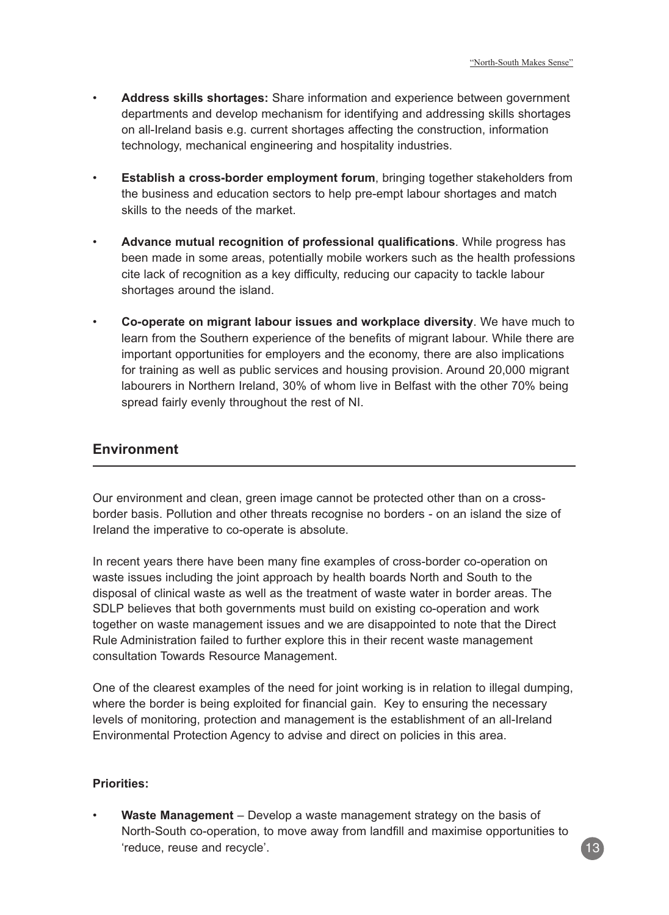- **Address skills shortages:** Share information and experience between government departments and develop mechanism for identifying and addressing skills shortages on all-Ireland basis e.g. current shortages affecting the construction, information technology, mechanical engineering and hospitality industries.

- **Establish a cross-border employment forum**, bringing together stakeholders from the business and education sectors to help pre-empt labour shortages and match skills to the needs of the market.

- **Advance mutual recognition of professional qualifications**. While progress has been made in some areas, potentially mobile workers such as the health professions cite lack of recognition as a key difficulty, reducing our capacity to tackle labour shortages around the island.

- **Co-operate on migrant labour issues and workplace diversity**. We have much to learn from the Southern experience of the benefits of migrant labour. While there are important opportunities for employers and the economy, there are also implications for training as well as public services and housing provision. Around 20,000 migrant labourers in Northern Ireland, 30% of whom live in Belfast with the other 70% being spread fairly evenly throughout the rest of NI.

## Environment

Our environment and clean, green image cannot be protected other than on a cross-border basis. Pollution and other threats recognise no borders - on an island the size of Ireland the imperative to co-operate is absolute.

In recent years there have been many fine examples of cross-border co-operation on waste issues including the joint approach by health boards North and South to the disposal of clinical waste as well as the treatment of waste water in border areas. The SDLP believes that both governments must build on existing co-operation and work together on waste management issues and we are disappointed to note that the Direct Rule Administration failed to further explore this in their recent waste management consultation Towards Resource Management.

One of the clearest examples of the need for joint working is in relation to illegal dumping, where the border is being exploited for financial gain. Key to ensuring the necessary levels of monitoring, protection and management is the establishment of an all-Ireland Environmental Protection Agency to advise and direct on policies in this area.

**Priorities:**

- **Waste Management** – Develop a waste management strategy on the basis of North-South co-operation, to move away from landfill and maximise opportunities to 'reduce, reuse and recycle'.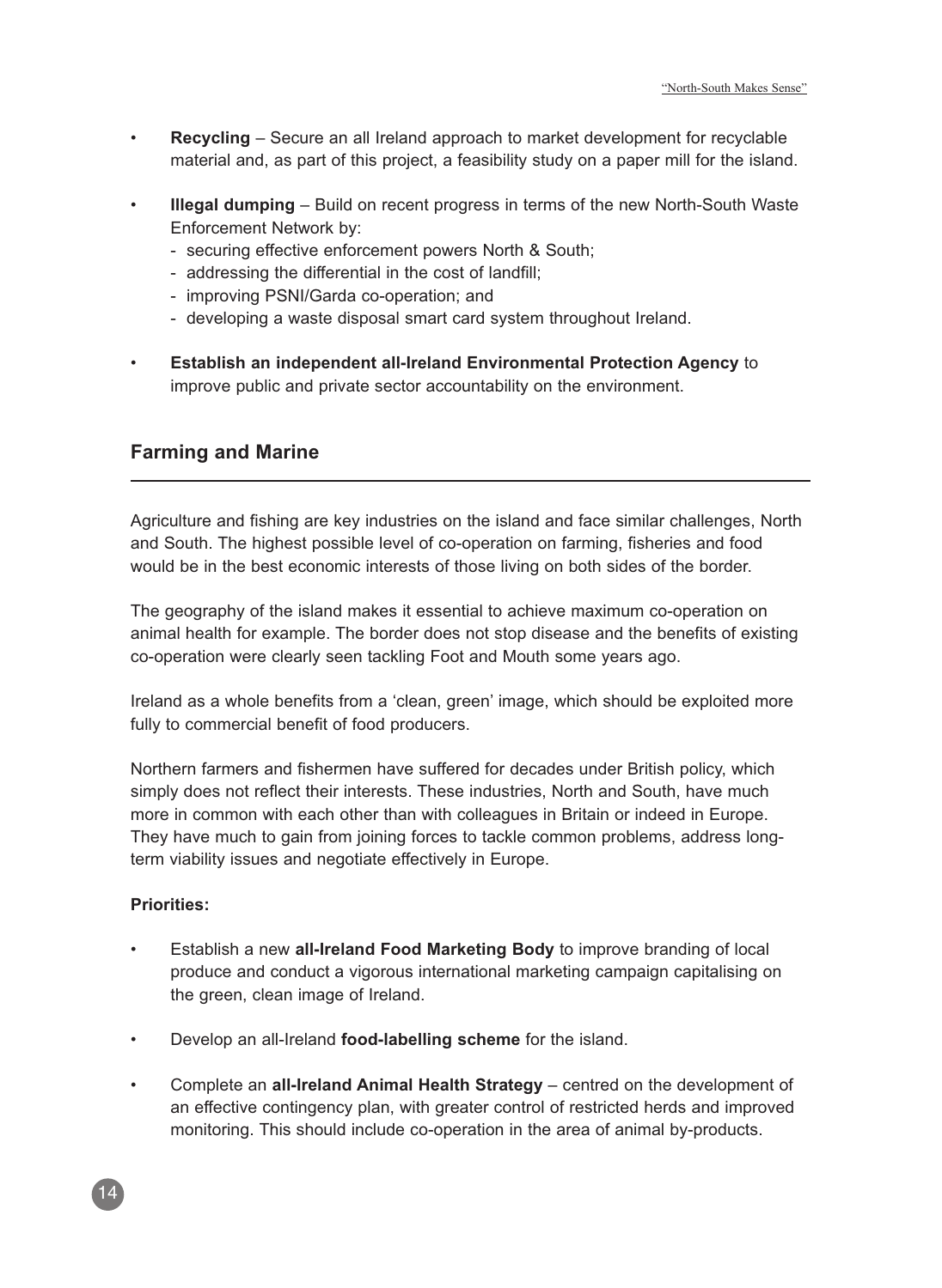- **Recycling** – Secure an all Ireland approach to market development for recyclable material and, as part of this project, a feasibility study on a paper mill for the island.

- **Illegal dumping** – Build on recent progress in terms of the new North-South Waste Enforcement Network by:
  - securing effective enforcement powers North & South;
  - addressing the differential in the cost of landfill;
  - improving PSNI/Garda co-operation; and
  - developing a waste disposal smart card system throughout Ireland.

- **Establish an independent all-Ireland Environmental Protection Agency** to improve public and private sector accountability on the environment.

## Farming and Marine

Agriculture and fishing are key industries on the island and face similar challenges, North and South. The highest possible level of co-operation on farming, fisheries and food would be in the best economic interests of those living on both sides of the border.

The geography of the island makes it essential to achieve maximum co-operation on animal health for example. The border does not stop disease and the benefits of existing co-operation were clearly seen tackling Foot and Mouth some years ago.

Ireland as a whole benefits from a 'clean, green' image, which should be exploited more fully to commercial benefit of food producers.

Northern farmers and fishermen have suffered for decades under British policy, which simply does not reflect their interests. These industries, North and South, have much more in common with each other than with colleagues in Britain or indeed in Europe. They have much to gain from joining forces to tackle common problems, address long-term viability issues and negotiate effectively in Europe.

**Priorities:**

- Establish a new **all-Ireland Food Marketing Body** to improve branding of local produce and conduct a vigorous international marketing campaign capitalising on the green, clean image of Ireland.

- Develop an all-Ireland **food-labelling scheme** for the island.

- Complete an **all-Ireland Animal Health Strategy** – centred on the development of an effective contingency plan, with greater control of restricted herds and improved monitoring. This should include co-operation in the area of animal by-products.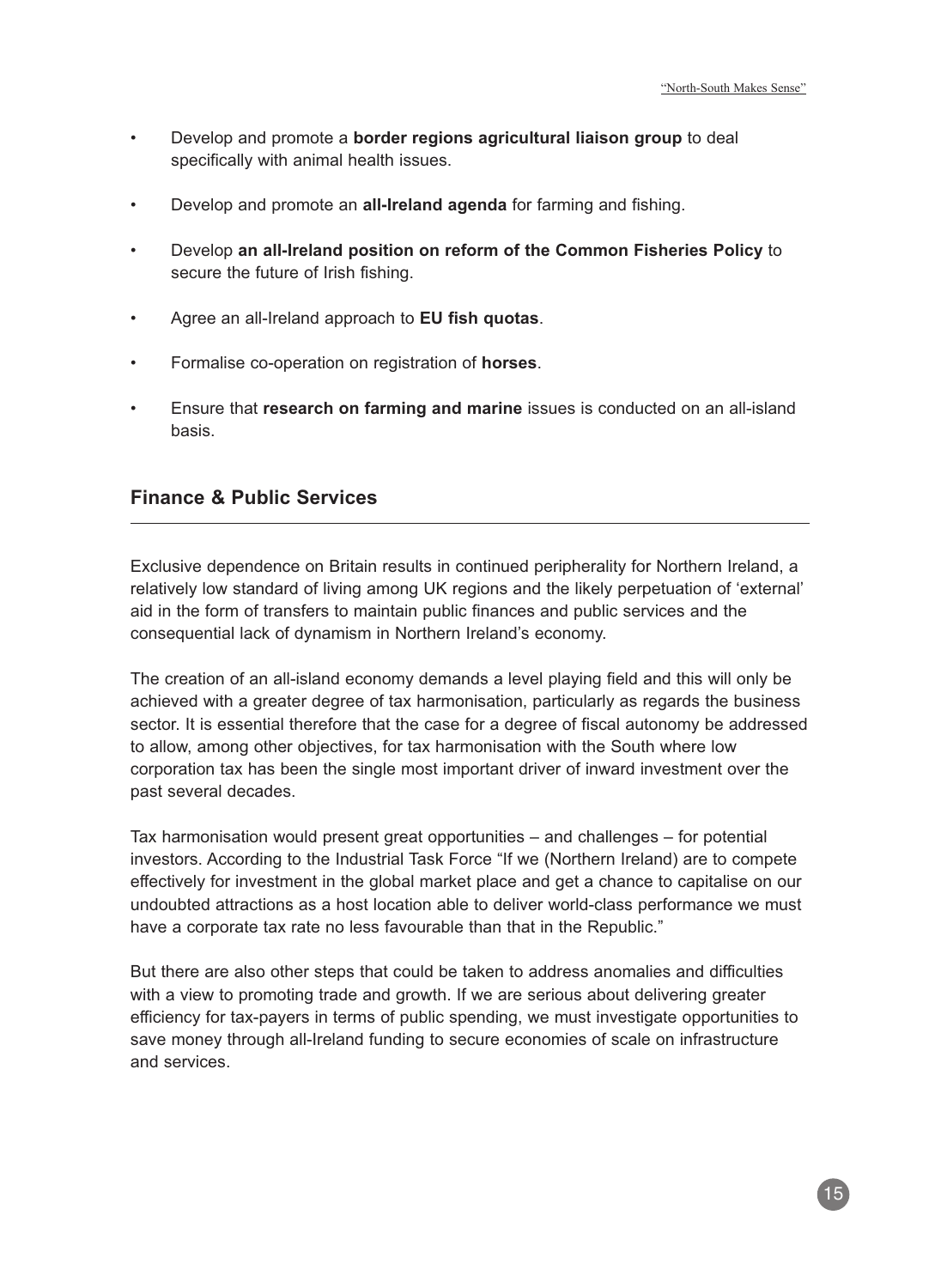- Develop and promote a **border regions agricultural liaison group** to deal specifically with animal health issues.
- Develop and promote an **all-Ireland agenda** for farming and fishing.
- Develop **an all-Ireland position on reform of the Common Fisheries Policy** to secure the future of Irish fishing.
- Agree an all-Ireland approach to **EU fish quotas**.
- Formalise co-operation on registration of **horses**.
- Ensure that **research on farming and marine** issues is conducted on an all-island basis.

## Finance & Public Services

Exclusive dependence on Britain results in continued peripherality for Northern Ireland, a relatively low standard of living among UK regions and the likely perpetuation of 'external' aid in the form of transfers to maintain public finances and public services and the consequential lack of dynamism in Northern Ireland's economy.

The creation of an all-island economy demands a level playing field and this will only be achieved with a greater degree of tax harmonisation, particularly as regards the business sector. It is essential therefore that the case for a degree of fiscal autonomy be addressed to allow, among other objectives, for tax harmonisation with the South where low corporation tax has been the single most important driver of inward investment over the past several decades.

Tax harmonisation would present great opportunities – and challenges – for potential investors. According to the Industrial Task Force "If we (Northern Ireland) are to compete effectively for investment in the global market place and get a chance to capitalise on our undoubted attractions as a host location able to deliver world-class performance we must have a corporate tax rate no less favourable than that in the Republic."

But there are also other steps that could be taken to address anomalies and difficulties with a view to promoting trade and growth. If we are serious about delivering greater efficiency for tax-payers in terms of public spending, we must investigate opportunities to save money through all-Ireland funding to secure economies of scale on infrastructure and services.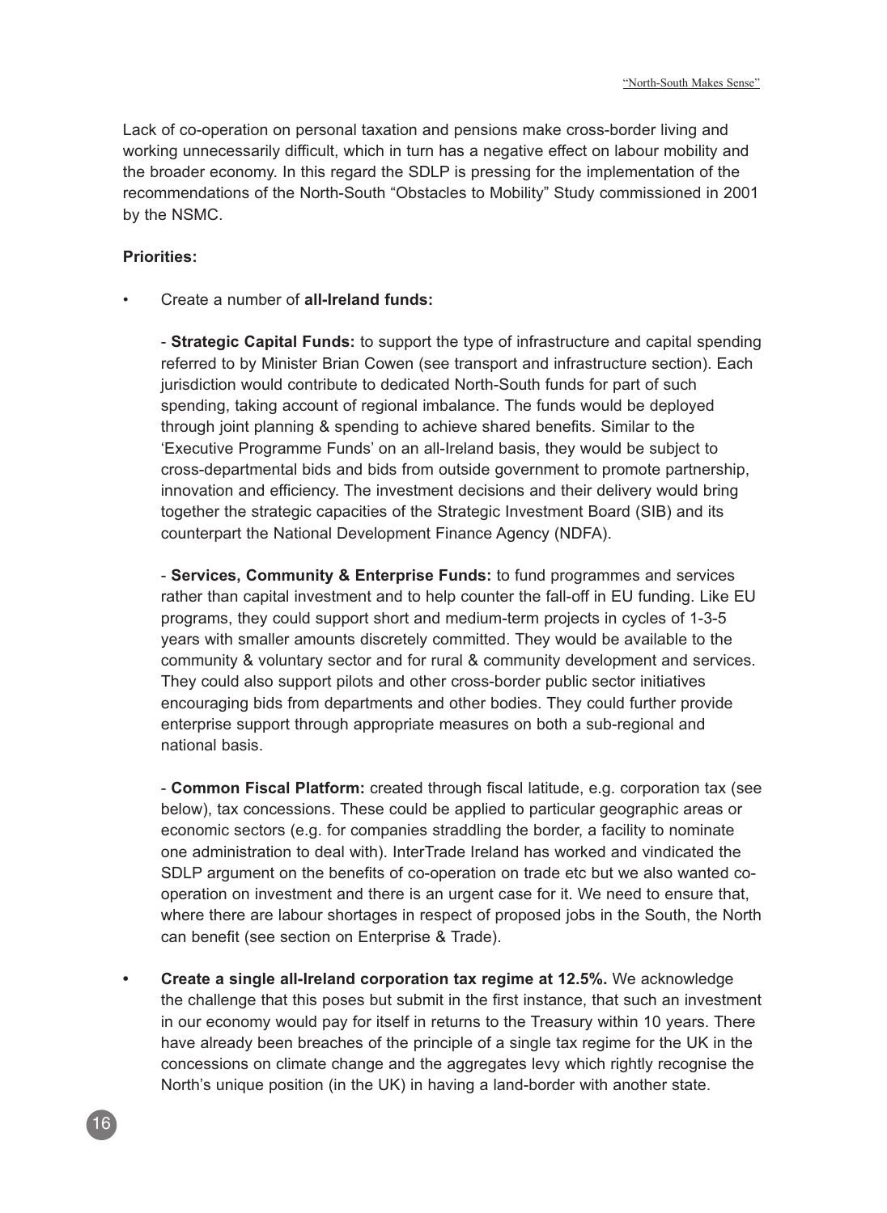Lack of co-operation on personal taxation and pensions make cross-border living and working unnecessarily difficult, which in turn has a negative effect on labour mobility and the broader economy. In this regard the SDLP is pressing for the implementation of the recommendations of the North-South "Obstacles to Mobility" Study commissioned in 2001 by the NSMC.

**Priorities:**

- Create a number of **all-Ireland funds:**

  - **Strategic Capital Funds:** to support the type of infrastructure and capital spending referred to by Minister Brian Cowen (see transport and infrastructure section). Each jurisdiction would contribute to dedicated North-South funds for part of such spending, taking account of regional imbalance. The funds would be deployed through joint planning & spending to achieve shared benefits. Similar to the 'Executive Programme Funds' on an all-Ireland basis, they would be subject to cross-departmental bids and bids from outside government to promote partnership, innovation and efficiency. The investment decisions and their delivery would bring together the strategic capacities of the Strategic Investment Board (SIB) and its counterpart the National Development Finance Agency (NDFA).

  - **Services, Community & Enterprise Funds:** to fund programmes and services rather than capital investment and to help counter the fall-off in EU funding. Like EU programs, they could support short and medium-term projects in cycles of 1-3-5 years with smaller amounts discretely committed. They would be available to the community & voluntary sector and for rural & community development and services. They could also support pilots and other cross-border public sector initiatives encouraging bids from departments and other bodies. They could further provide enterprise support through appropriate measures on both a sub-regional and national basis.

  - **Common Fiscal Platform:** created through fiscal latitude, e.g. corporation tax (see below), tax concessions. These could be applied to particular geographic areas or economic sectors (e.g. for companies straddling the border, a facility to nominate one administration to deal with). InterTrade Ireland has worked and vindicated the SDLP argument on the benefits of co-operation on trade etc but we also wanted co-operation on investment and there is an urgent case for it. We need to ensure that, where there are labour shortages in respect of proposed jobs in the South, the North can benefit (see section on Enterprise & Trade).

- **Create a single all-Ireland corporation tax regime at 12.5%.** We acknowledge the challenge that this poses but submit in the first instance, that such an investment in our economy would pay for itself in returns to the Treasury within 10 years. There have already been breaches of the principle of a single tax regime for the UK in the concessions on climate change and the aggregates levy which rightly recognise the North's unique position (in the UK) in having a land-border with another state.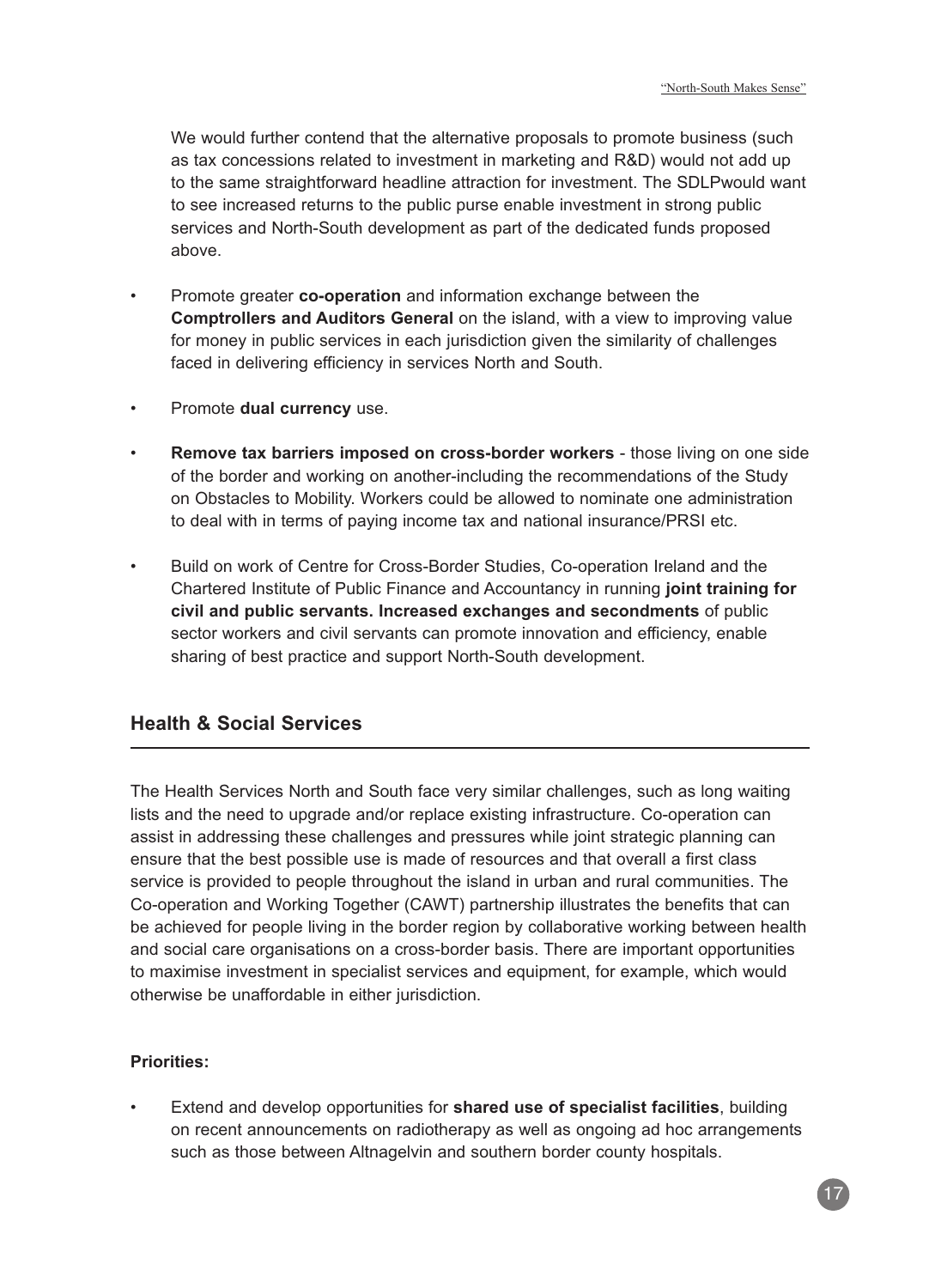We would further contend that the alternative proposals to promote business (such as tax concessions related to investment in marketing and R&D) would not add up to the same straightforward headline attraction for investment. The SDLPwould want to see increased returns to the public purse enable investment in strong public services and North-South development as part of the dedicated funds proposed above.

- Promote greater **co-operation** and information exchange between the **Comptrollers and Auditors General** on the island, with a view to improving value for money in public services in each jurisdiction given the similarity of challenges faced in delivering efficiency in services North and South.
- Promote **dual currency** use.
- **Remove tax barriers imposed on cross-border workers** - those living on one side of the border and working on another-including the recommendations of the Study on Obstacles to Mobility. Workers could be allowed to nominate one administration to deal with in terms of paying income tax and national insurance/PRSI etc.
- Build on work of Centre for Cross-Border Studies, Co-operation Ireland and the Chartered Institute of Public Finance and Accountancy in running **joint training for civil and public servants. Increased exchanges and secondments** of public sector workers and civil servants can promote innovation and efficiency, enable sharing of best practice and support North-South development.

## Health & Social Services

The Health Services North and South face very similar challenges, such as long waiting lists and the need to upgrade and/or replace existing infrastructure. Co-operation can assist in addressing these challenges and pressures while joint strategic planning can ensure that the best possible use is made of resources and that overall a first class service is provided to people throughout the island in urban and rural communities. The Co-operation and Working Together (CAWT) partnership illustrates the benefits that can be achieved for people living in the border region by collaborative working between health and social care organisations on a cross-border basis. There are important opportunities to maximise investment in specialist services and equipment, for example, which would otherwise be unaffordable in either jurisdiction.

**Priorities:**

- Extend and develop opportunities for **shared use of specialist facilities**, building on recent announcements on radiotherapy as well as ongoing ad hoc arrangements such as those between Altnagelvin and southern border county hospitals.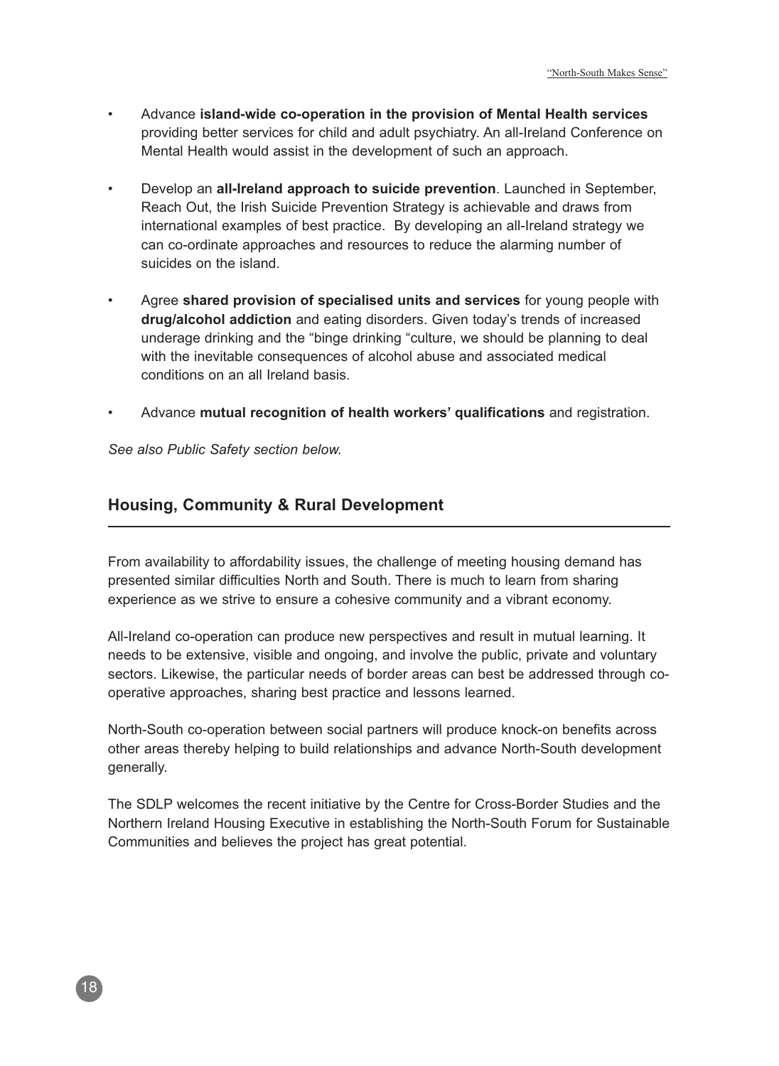- Advance **island-wide co-operation in the provision of Mental Health services** providing better services for child and adult psychiatry. An all-Ireland Conference on Mental Health would assist in the development of such an approach.

- Develop an **all-Ireland approach to suicide prevention**. Launched in September, Reach Out, the Irish Suicide Prevention Strategy is achievable and draws from international examples of best practice. By developing an all-Ireland strategy we can co-ordinate approaches and resources to reduce the alarming number of suicides on the island.

- Agree **shared provision of specialised units and services** for young people with **drug/alcohol addiction** and eating disorders. Given today's trends of increased underage drinking and the "binge drinking "culture, we should be planning to deal with the inevitable consequences of alcohol abuse and associated medical conditions on an all Ireland basis.

- Advance **mutual recognition of health workers' qualifications** and registration.

*See also Public Safety section below.*

## Housing, Community & Rural Development

From availability to affordability issues, the challenge of meeting housing demand has presented similar difficulties North and South. There is much to learn from sharing experience as we strive to ensure a cohesive community and a vibrant economy.

All-Ireland co-operation can produce new perspectives and result in mutual learning. It needs to be extensive, visible and ongoing, and involve the public, private and voluntary sectors. Likewise, the particular needs of border areas can best be addressed through co-operative approaches, sharing best practice and lessons learned.

North-South co-operation between social partners will produce knock-on benefits across other areas thereby helping to build relationships and advance North-South development generally.

The SDLP welcomes the recent initiative by the Centre for Cross-Border Studies and the Northern Ireland Housing Executive in establishing the North-South Forum for Sustainable Communities and believes the project has great potential.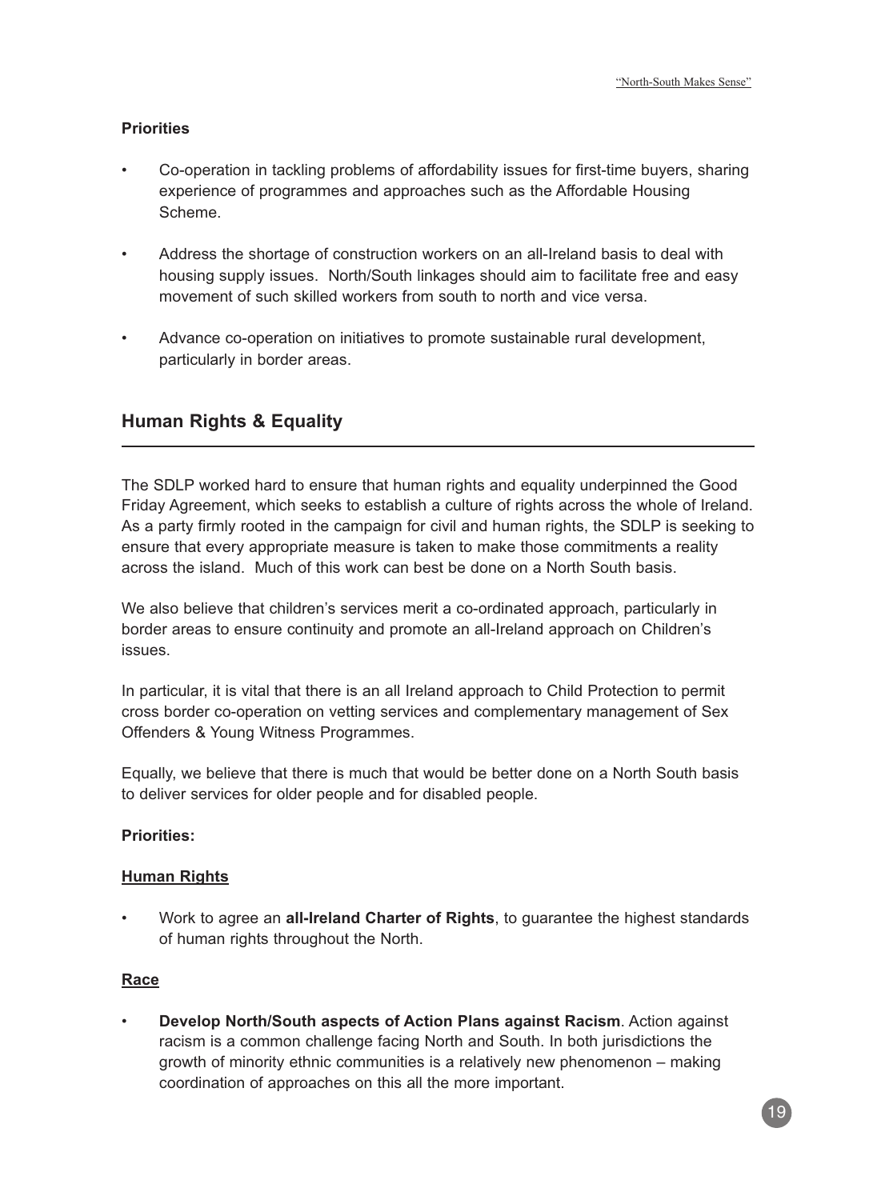**Priorities**

- Co-operation in tackling problems of affordability issues for first-time buyers, sharing experience of programmes and approaches such as the Affordable Housing Scheme.
- Address the shortage of construction workers on an all-Ireland basis to deal with housing supply issues. North/South linkages should aim to facilitate free and easy movement of such skilled workers from south to north and vice versa.
- Advance co-operation on initiatives to promote sustainable rural development, particularly in border areas.

## Human Rights & Equality

The SDLP worked hard to ensure that human rights and equality underpinned the Good Friday Agreement, which seeks to establish a culture of rights across the whole of Ireland. As a party firmly rooted in the campaign for civil and human rights, the SDLP is seeking to ensure that every appropriate measure is taken to make those commitments a reality across the island. Much of this work can best be done on a North South basis.

We also believe that children's services merit a co-ordinated approach, particularly in border areas to ensure continuity and promote an all-Ireland approach on Children's issues.

In particular, it is vital that there is an all Ireland approach to Child Protection to permit cross border co-operation on vetting services and complementary management of Sex Offenders & Young Witness Programmes.

Equally, we believe that there is much that would be better done on a North South basis to deliver services for older people and for disabled people.

**Priorities:**

**Human Rights**

- Work to agree an **all-Ireland Charter of Rights**, to guarantee the highest standards of human rights throughout the North.

**Race**

- **Develop North/South aspects of Action Plans against Racism**. Action against racism is a common challenge facing North and South. In both jurisdictions the growth of minority ethnic communities is a relatively new phenomenon – making coordination of approaches on this all the more important.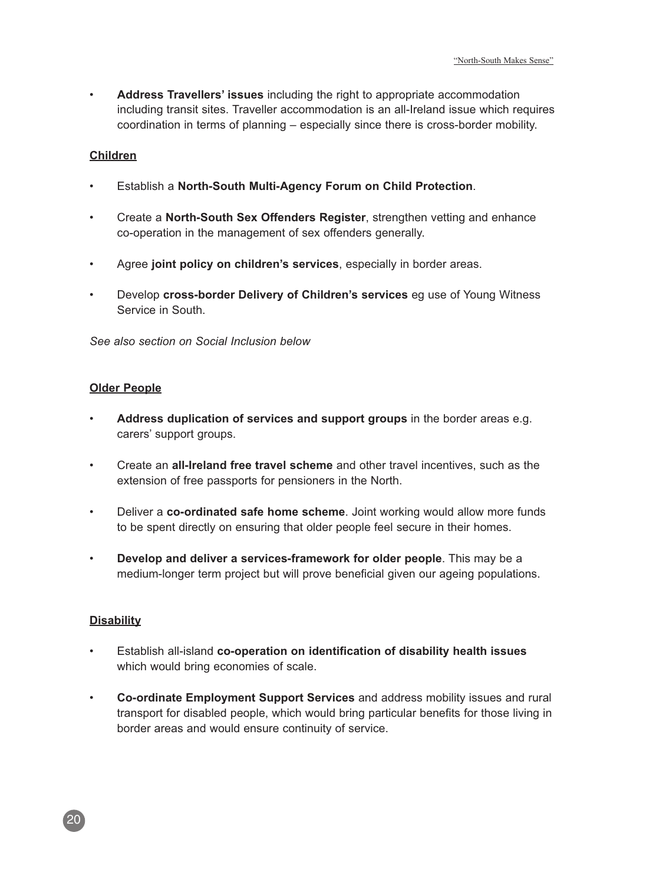- **Address Travellers' issues** including the right to appropriate accommodation including transit sites. Traveller accommodation is an all-Ireland issue which requires coordination in terms of planning – especially since there is cross-border mobility.

**Children**

- Establish a **North-South Multi-Agency Forum on Child Protection**.
- Create a **North-South Sex Offenders Register**, strengthen vetting and enhance co-operation in the management of sex offenders generally.
- Agree **joint policy on children's services**, especially in border areas.
- Develop **cross-border Delivery of Children's services** eg use of Young Witness Service in South.

*See also section on Social Inclusion below*

**Older People**

- **Address duplication of services and support groups** in the border areas e.g. carers' support groups.
- Create an **all-Ireland free travel scheme** and other travel incentives, such as the extension of free passports for pensioners in the North.
- Deliver a **co-ordinated safe home scheme**. Joint working would allow more funds to be spent directly on ensuring that older people feel secure in their homes.
- **Develop and deliver a services-framework for older people**. This may be a medium-longer term project but will prove beneficial given our ageing populations.

**Disability**

- Establish all-island **co-operation on identification of disability health issues** which would bring economies of scale.
- **Co-ordinate Employment Support Services** and address mobility issues and rural transport for disabled people, which would bring particular benefits for those living in border areas and would ensure continuity of service.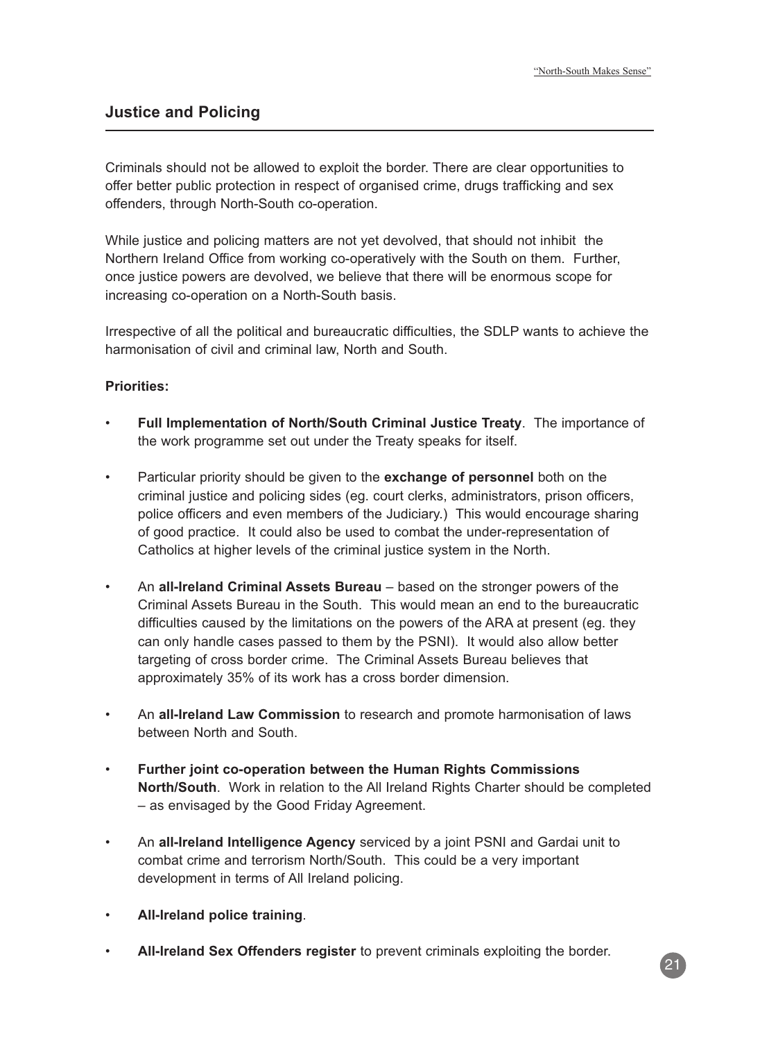## Justice and Policing

Criminals should not be allowed to exploit the border. There are clear opportunities to offer better public protection in respect of organised crime, drugs trafficking and sex offenders, through North-South co-operation.

While justice and policing matters are not yet devolved, that should not inhibit the Northern Ireland Office from working co-operatively with the South on them. Further, once justice powers are devolved, we believe that there will be enormous scope for increasing co-operation on a North-South basis.

Irrespective of all the political and bureaucratic difficulties, the SDLP wants to achieve the harmonisation of civil and criminal law, North and South.

**Priorities:**

- **Full Implementation of North/South Criminal Justice Treaty**. The importance of the work programme set out under the Treaty speaks for itself.
- Particular priority should be given to the **exchange of personnel** both on the criminal justice and policing sides (eg. court clerks, administrators, prison officers, police officers and even members of the Judiciary.) This would encourage sharing of good practice. It could also be used to combat the under-representation of Catholics at higher levels of the criminal justice system in the North.
- An **all-Ireland Criminal Assets Bureau** – based on the stronger powers of the Criminal Assets Bureau in the South. This would mean an end to the bureaucratic difficulties caused by the limitations on the powers of the ARA at present (eg. they can only handle cases passed to them by the PSNI). It would also allow better targeting of cross border crime. The Criminal Assets Bureau believes that approximately 35% of its work has a cross border dimension.
- An **all-Ireland Law Commission** to research and promote harmonisation of laws between North and South.
- **Further joint co-operation between the Human Rights Commissions North/South**. Work in relation to the All Ireland Rights Charter should be completed – as envisaged by the Good Friday Agreement.
- An **all-Ireland Intelligence Agency** serviced by a joint PSNI and Gardai unit to combat crime and terrorism North/South. This could be a very important development in terms of All Ireland policing.
- **All-Ireland police training**.
- **All-Ireland Sex Offenders register** to prevent criminals exploiting the border.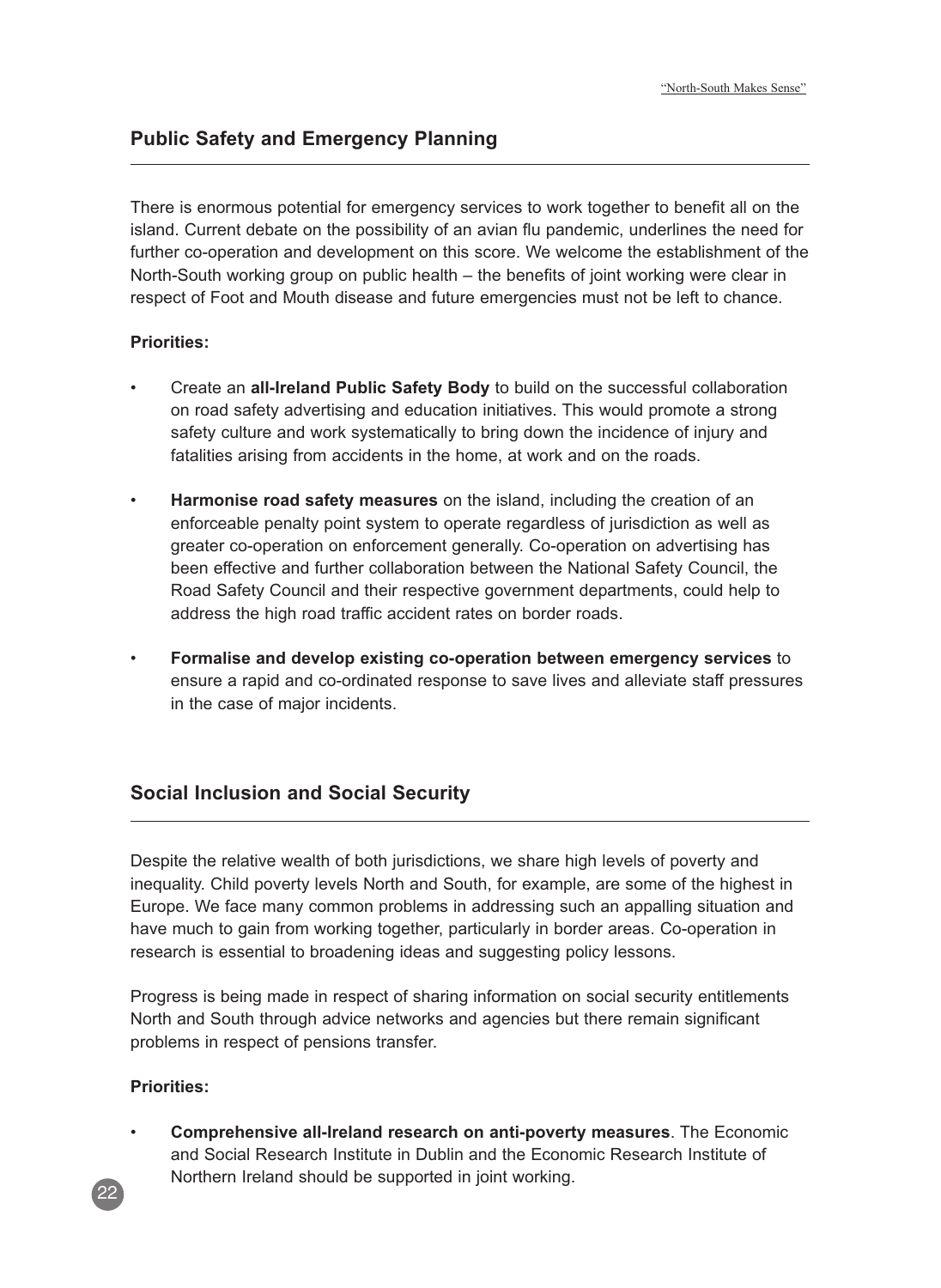## Public Safety and Emergency Planning

There is enormous potential for emergency services to work together to benefit all on the island. Current debate on the possibility of an avian flu pandemic, underlines the need for further co-operation and development on this score. We welcome the establishment of the North-South working group on public health – the benefits of joint working were clear in respect of Foot and Mouth disease and future emergencies must not be left to chance.

**Priorities:**

- Create an **all-Ireland Public Safety Body** to build on the successful collaboration on road safety advertising and education initiatives. This would promote a strong safety culture and work systematically to bring down the incidence of injury and fatalities arising from accidents in the home, at work and on the roads.
- **Harmonise road safety measures** on the island, including the creation of an enforceable penalty point system to operate regardless of jurisdiction as well as greater co-operation on enforcement generally. Co-operation on advertising has been effective and further collaboration between the National Safety Council, the Road Safety Council and their respective government departments, could help to address the high road traffic accident rates on border roads.
- **Formalise and develop existing co-operation between emergency services** to ensure a rapid and co-ordinated response to save lives and alleviate staff pressures in the case of major incidents.

## Social Inclusion and Social Security

Despite the relative wealth of both jurisdictions, we share high levels of poverty and inequality. Child poverty levels North and South, for example, are some of the highest in Europe. We face many common problems in addressing such an appalling situation and have much to gain from working together, particularly in border areas. Co-operation in research is essential to broadening ideas and suggesting policy lessons.

Progress is being made in respect of sharing information on social security entitlements North and South through advice networks and agencies but there remain significant problems in respect of pensions transfer.

**Priorities:**

- **Comprehensive all-Ireland research on anti-poverty measures**. The Economic and Social Research Institute in Dublin and the Economic Research Institute of Northern Ireland should be supported in joint working.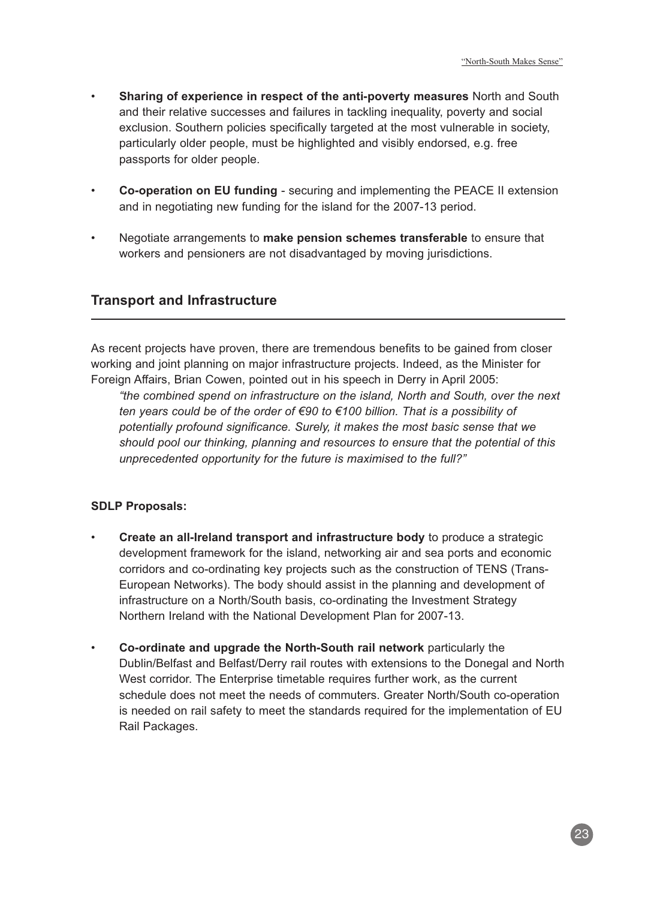- **Sharing of experience in respect of the anti-poverty measures** North and South and their relative successes and failures in tackling inequality, poverty and social exclusion. Southern policies specifically targeted at the most vulnerable in society, particularly older people, must be highlighted and visibly endorsed, e.g. free passports for older people.

- **Co-operation on EU funding** - securing and implementing the PEACE II extension and in negotiating new funding for the island for the 2007-13 period.

- Negotiate arrangements to **make pension schemes transferable** to ensure that workers and pensioners are not disadvantaged by moving jurisdictions.

## Transport and Infrastructure

As recent projects have proven, there are tremendous benefits to be gained from closer working and joint planning on major infrastructure projects. Indeed, as the Minister for Foreign Affairs, Brian Cowen, pointed out in his speech in Derry in April 2005:

> *"the combined spend on infrastructure on the island, North and South, over the next ten years could be of the order of €90 to €100 billion. That is a possibility of potentially profound significance. Surely, it makes the most basic sense that we should pool our thinking, planning and resources to ensure that the potential of this unprecedented opportunity for the future is maximised to the full?"*

**SDLP Proposals:**

- **Create an all-Ireland transport and infrastructure body** to produce a strategic development framework for the island, networking air and sea ports and economic corridors and co-ordinating key projects such as the construction of TENS (Trans-European Networks). The body should assist in the planning and development of infrastructure on a North/South basis, co-ordinating the Investment Strategy Northern Ireland with the National Development Plan for 2007-13.

- **Co-ordinate and upgrade the North-South rail network** particularly the Dublin/Belfast and Belfast/Derry rail routes with extensions to the Donegal and North West corridor. The Enterprise timetable requires further work, as the current schedule does not meet the needs of commuters. Greater North/South co-operation is needed on rail safety to meet the standards required for the implementation of EU Rail Packages.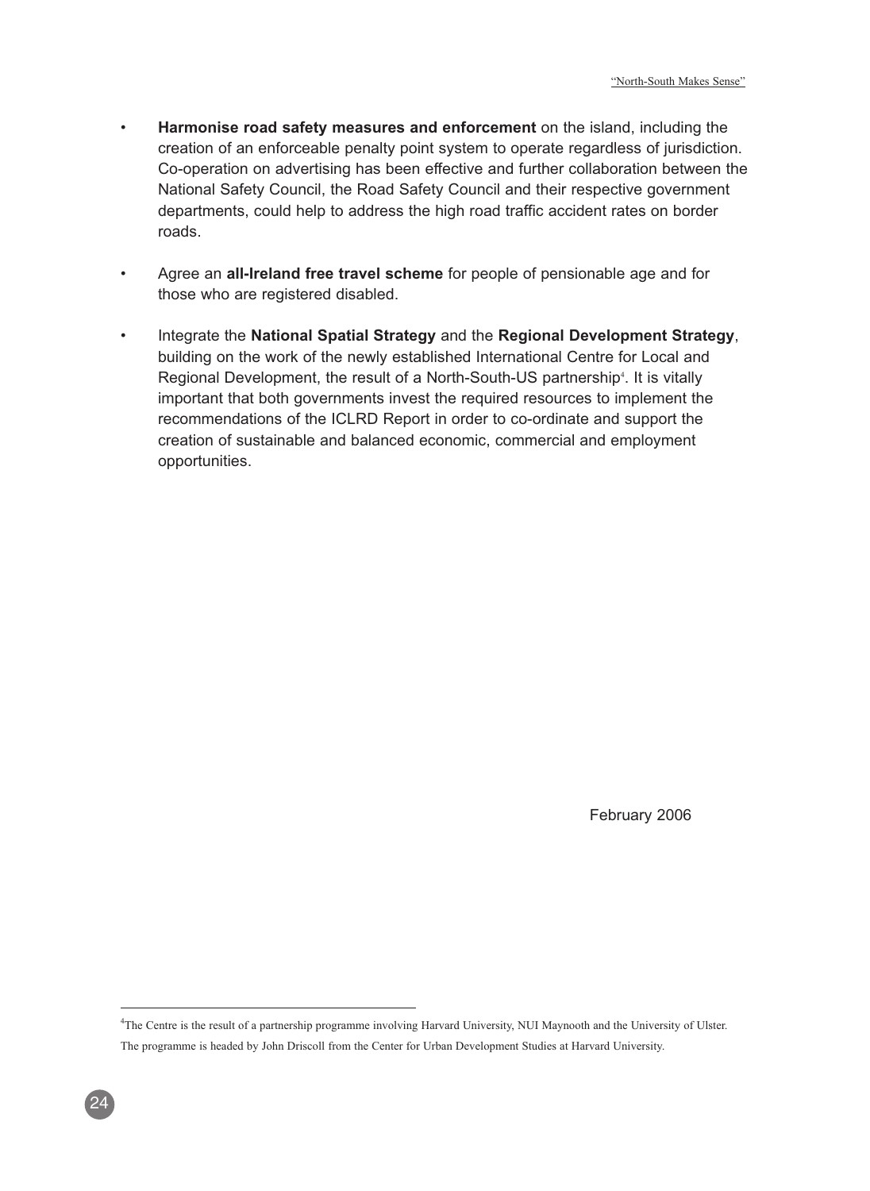- **Harmonise road safety measures and enforcement** on the island, including the creation of an enforceable penalty point system to operate regardless of jurisdiction. Co-operation on advertising has been effective and further collaboration between the National Safety Council, the Road Safety Council and their respective government departments, could help to address the high road traffic accident rates on border roads.

- Agree an **all-Ireland free travel scheme** for people of pensionable age and for those who are registered disabled.

- Integrate the **National Spatial Strategy** and the **Regional Development Strategy**, building on the work of the newly established International Centre for Local and Regional Development, the result of a North-South-US partnership[4]. It is vitally important that both governments invest the required resources to implement the recommendations of the ICLRD Report in order to co-ordinate and support the creation of sustainable and balanced economic, commercial and employment opportunities.

February 2006

---

[4]The Centre is the result of a partnership programme involving Harvard University, NUI Maynooth and the University of Ulster. The programme is headed by John Driscoll from the Center for Urban Development Studies at Harvard University.